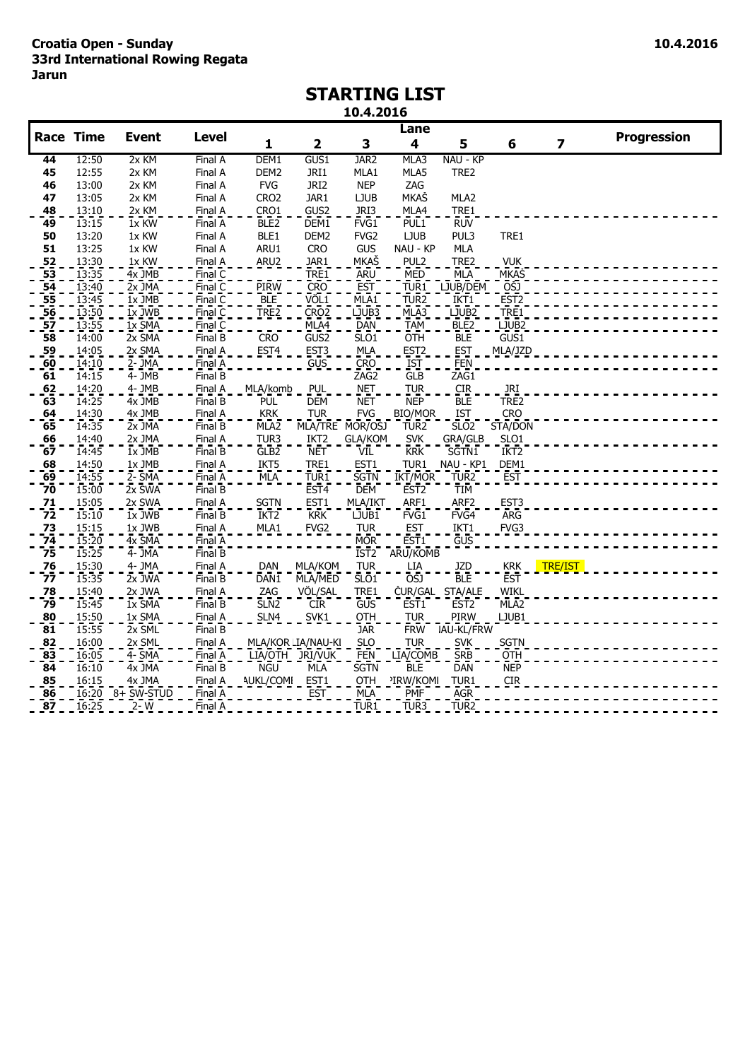**Croatia Open - Sunday**
**33rd International Rowing Regata**
**Jarun**

10.4.2016

# STARTING LIST

**10.4.2016**

| Race | Time | Event | Level | Lane 1 | 2 | 3 | 4 | 5 | 6 | 7 | Progression |
|---|---|---|---|---|---|---|---|---|---|---|---|
| 44 | 12:50 | 2x KM | Final A | DEM1 | GUS1 | JAR2 | MLA3 | NAU - KP | | | |
| 45 | 12:55 | 2x KM | Final A | DEM2 | JRI1 | MLA1 | MLA5 | TRE2 | | | |
| 46 | 13:00 | 2x KM | Final A | FVG | JRI2 | NEP | ZAG | | | | |
| 47 | 13:05 | 2x KM | Final A | CRO2 | JAR1 | LJUB | MKAŠ | MLA2 | | | |
| 48 | 13:10 | 2x KM | Final A | CRO1 | GUS2 | JRI3 | MLA4 | TRE1 | | | |
| 49 | 13:15 | 1x KW | Final A | BLE2 | DEM1 | FVG1 | PUL1 | RUV | | | |
| 50 | 13:20 | 1x KW | Final A | BLE1 | DEM2 | FVG2 | LJUB | PUL3 | TRE1 | | |
| 51 | 13:25 | 1x KW | Final A | ARU1 | CRO | GUS | NAU - KP | MLA | | | |
| 52 | 13:30 | 1x KW | Final A | ARU2 | JAR1 | MKAŠ | PUL2 | TRE2 | VUK | | |
| 53 | 13:35 | 4x JMB | Final C | | TRE1 | ARU | MED | MLA | MKAŠ | | |
| 54 | 13:40 | 2x JMA | Final C | PIRW | CRO | EST | TUR1 | LJUB/DEM | OSJ | | |
| 55 | 13:45 | 1x JMB | Final C | BLE | VÖL1 | MLA1 | TUR2 | IKT1 | EST2 | | |
| 56 | 13:50 | 1x JWB | Final C | TRE2 | CRO2 | LJUB3 | MLA3 | LJUB2 | TRE1 | | |
| 57 | 13:55 | 1x SMA | Final C | | MLA4 | DAN | TAM | BLE2 | LJUB2 | | |
| 58 | 14:00 | 2x SMA | Final B | CRO | GUS2 | SLO1 | OTH | BLE | GUS1 | | |
| 59 | 14:05 | 2x SMA | Final A | EST4 | EST3 | MLA | EST2 | EST | MLA/JZD | | |
| 60 | 14:10 | 2- JMA | Final A | | GUS | CRO | IST | FEN | | | |
| 61 | 14:15 | 4- JMB | Final B | | | ZAG2 | GLB | ZAG1 | | | |
| 62 | 14:20 | 4- JMB | Final A | MLA/komb | PUL | NET | TUR | CIR | JRI | | |
| 63 | 14:25 | 4x JMB | Final B | PUL | DEM | NET | NEP | BLE | TRE2 | | |
| 64 | 14:30 | 4x JMB | Final A | KRK | TUR | FVG | BIO/MOR | IST | CRO | | |
| 65 | 14:35 | 2x JMA | Final B | MLA2 | MLA/TRE | MOR/OSJ | TUR2 | SLO2 | STA/DON | | |
| 66 | 14:40 | 2x JMA | Final A | TUR3 | IKT2 | GLA/KOM | SVK | GRA/GLB | SLO1 | | |
| 67 | 14:45 | 1x JMB | Final B | GLB2 | NET | VIL | KRK | SGTN1 | IKT2 | | |
| 68 | 14:50 | 1x JMB | Final A | IKT5 | TRE1 | EST1 | TUR1 | NAU - KP1 | DEM1 | | |
| 69 | 14:55 | 2- SMA | Final A | MLA | TUR1 | SGTN | IKT/MOR | TUR2 | EST | | |
| 70 | 15:00 | 2x SWA | Final B | | EST4 | DEM | EST2 | TIM | | | |
| 71 | 15:05 | 2x SWA | Final A | SGTN | EST1 | MLA/IKT | ARF1 | ARF2 | EST3 | | |
| 72 | 15:10 | 1x JWB | Final B | IKT2 | KRK | LJUB1 | FVG1 | FVG4 | ARG | | |
| 73 | 15:15 | 1x JWB | Final A | MLA1 | FVG2 | TUR | EST | IKT1 | FVG3 | | |
| 74 | 15:20 | 4x SMA | Final A | | | MOR | EST1 | GUS | | | |
| 75 | 15:25 | 4- JMA | Final B | | | IST2 | ARU/KOMB | | | | |
| 76 | 15:30 | 4- JMA | Final A | DAN | MLA/KOM | TUR | LIA | JZD | KRK | TRE/IST | |
| 77 | 15:35 | 2x JWA | Final B | DAN1 | MLA/MED | SLO1 | OSJ | BLE | EST | | |
| 78 | 15:40 | 2x JWA | Final A | ZAG | VÖL/SAL | TRE1 | ČUR/GAL | STA/ALE | WIKL | | |
| 79 | 15:45 | 1x SMA | Final B | SLN2 | CIR | GUS | EST1 | EST2 | MLA2 | | |
| 80 | 15:50 | 1x SMA | Final A | SLN4 | SVK1 | OTH | TUR | PIRW | LJUB1 | | |
| 81 | 15:55 | 2x SML | Final B | | | JAR | FRW | IAU-KL/FRW | | | |
| 82 | 16:00 | 2x SML | Final A | MLA/KOR | LIA/NAU-KI | SLO | TUR | SVK | SGTN | | |
| 83 | 16:05 | 4- SMA | Final A | LIA/OTH | JRI/VUK | FEN | LIA/COMB | SRB | OTH | | |
| 84 | 16:10 | 4x JMA | Final B | NGU | MLA | SGTN | BLE | DAN | NEP | | |
| 85 | 16:15 | 4x JMA | Final A | AUKL/COMI | EST1 | OTH | PIRW/KOMI | TUR1 | CIR | | |
| 86 | 16:20 | 8+ SW-STUD | Final A | | EST | MLA | PMF | AGR | | | |
| 87 | 16:25 | 2- W | Final A | | | TUR1 | TUR3 | TUR2 | | | |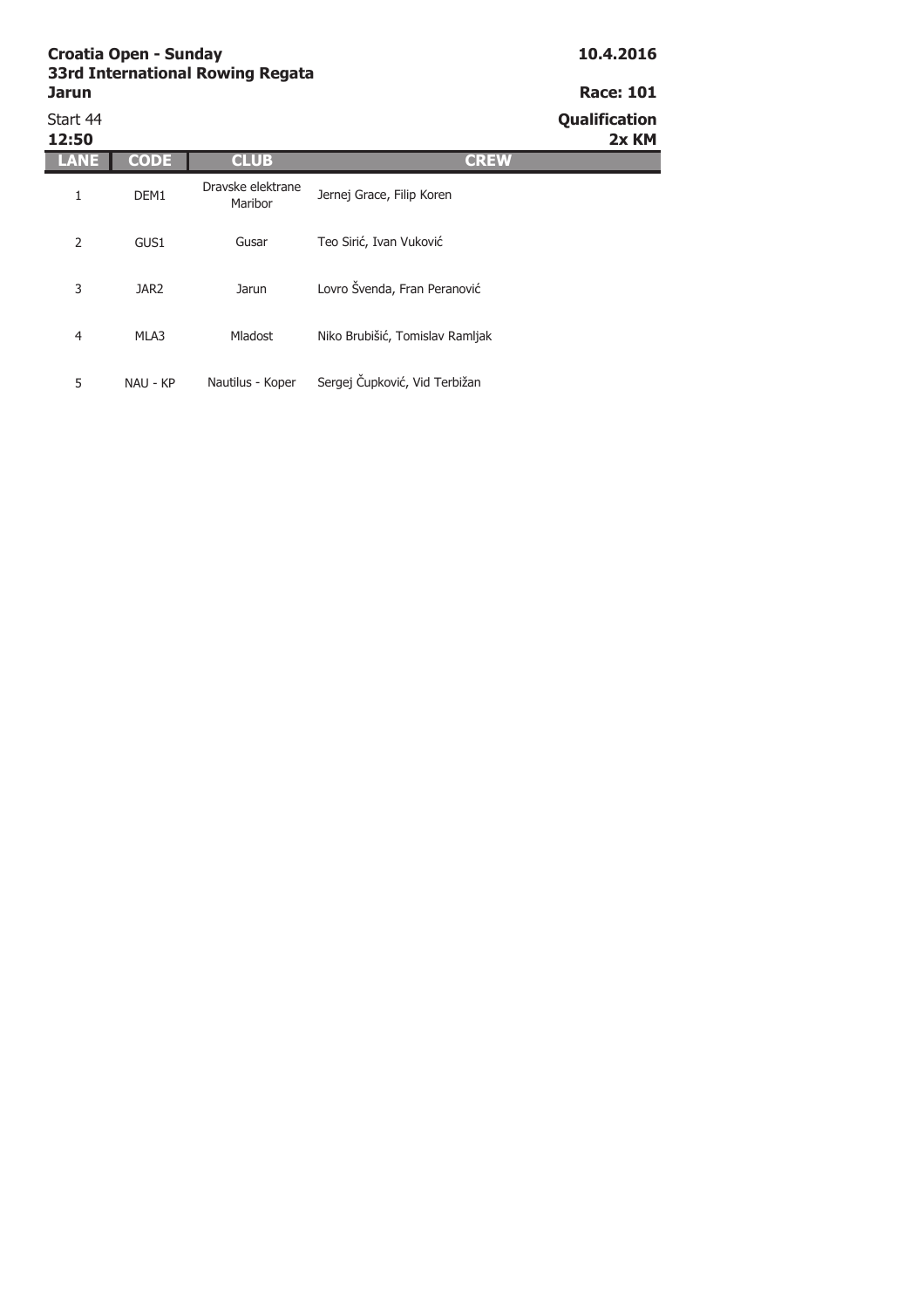**Croatia Open - Sunday**
**33rd International Rowing Regata**
**Jarun**

**10.4.2016**

**Race: 101**

Start 44
**12:50**

**Qualification**
**2x KM**

| LANE | CODE | CLUB | CREW |
|---|---|---|---|
| 1 | DEM1 | Dravske elektrane Maribor | Jernej Grace, Filip Koren |
| 2 | GUS1 | Gusar | Teo Sirić, Ivan Vuković |
| 3 | JAR2 | Jarun | Lovro Švenda, Fran Peranović |
| 4 | MLA3 | Mladost | Niko Brubišić, Tomislav Ramljak |
| 5 | NAU - KP | Nautilus - Koper | Sergej Čupković, Vid Terbižan |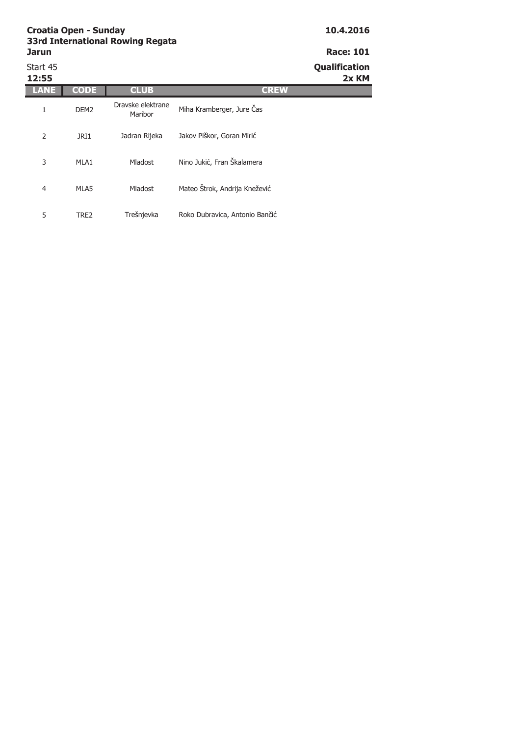**Croatia Open - Sunday**
**33rd International Rowing Regata**
**Jarun**

**10.4.2016**

**Race: 101**

Start 45
**12:55**

**Qualification**
**2x KM**

| LANE | CODE | CLUB | CREW |
|---|---|---|---|
| 1 | DEM2 | Dravske elektrane Maribor | Miha Kramberger, Jure Čas |
| 2 | JRI1 | Jadran Rijeka | Jakov Piškor, Goran Mirić |
| 3 | MLA1 | Mladost | Nino Jukić, Fran Škalamera |
| 4 | MLA5 | Mladost | Mateo Štrok, Andrija Knežević |
| 5 | TRE2 | Trešnjevka | Roko Dubravica, Antonio Bančić |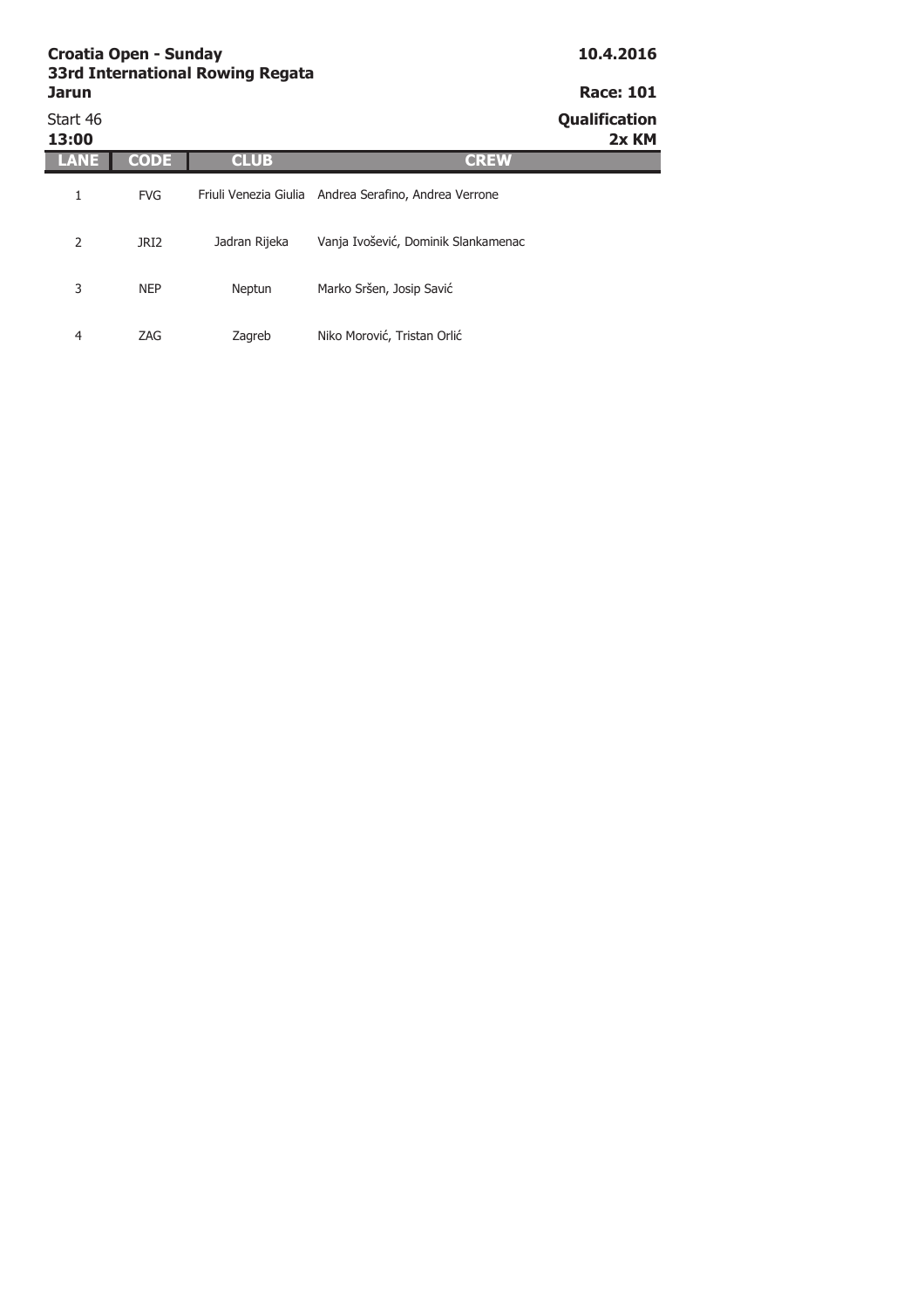**Croatia Open - Sunday** **10.4.2016**
**33rd International Rowing Regata**
**Jarun** **Race: 101**

Start 46 **Qualification**
**13:00** **2x KM**

| LANE | CODE | CLUB | CREW |
|---|---|---|---|
| 1 | FVG | Friuli Venezia Giulia | Andrea Serafino, Andrea Verrone |
| 2 | JRI2 | Jadran Rijeka | Vanja Ivošević, Dominik Slankamenac |
| 3 | NEP | Neptun | Marko Sršen, Josip Savić |
| 4 | ZAG | Zagreb | Niko Morović, Tristan Orlić |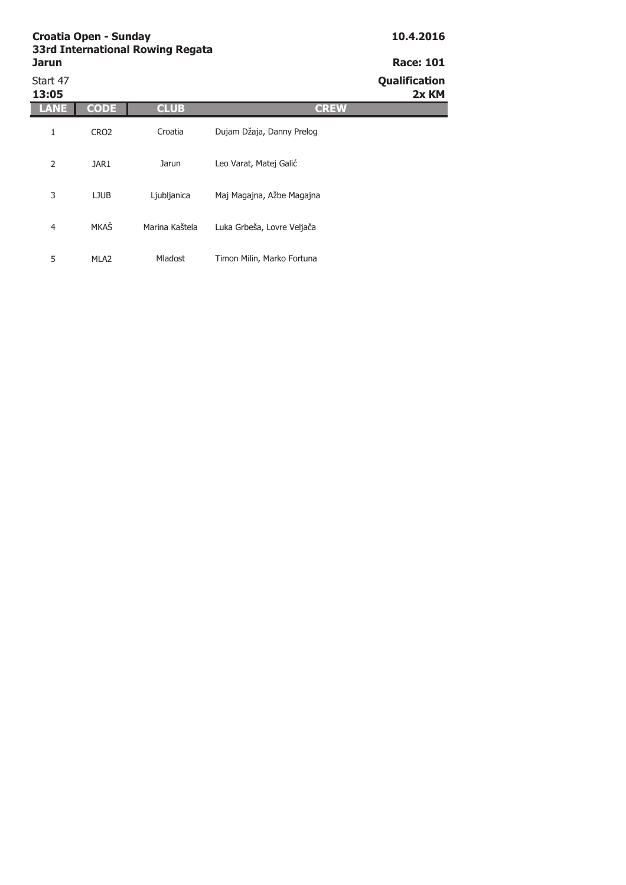**Croatia Open - Sunday**
**33rd International Rowing Regata**
**Jarun**

**10.4.2016**

**Race: 101**

Start 47
**13:05**

**Qualification**
**2x KM**

| LANE | CODE | CLUB | CREW |
|---|---|---|---|
| 1 | CRO2 | Croatia | Dujam Džaja, Danny Prelog |
| 2 | JAR1 | Jarun | Leo Varat, Matej Galić |
| 3 | LJUB | Ljubljanica | Maj Magajna, Ažbe Magajna |
| 4 | MKAŠ | Marina Kaštela | Luka Grbeša, Lovre Veljača |
| 5 | MLA2 | Mladost | Timon Milin, Marko Fortuna |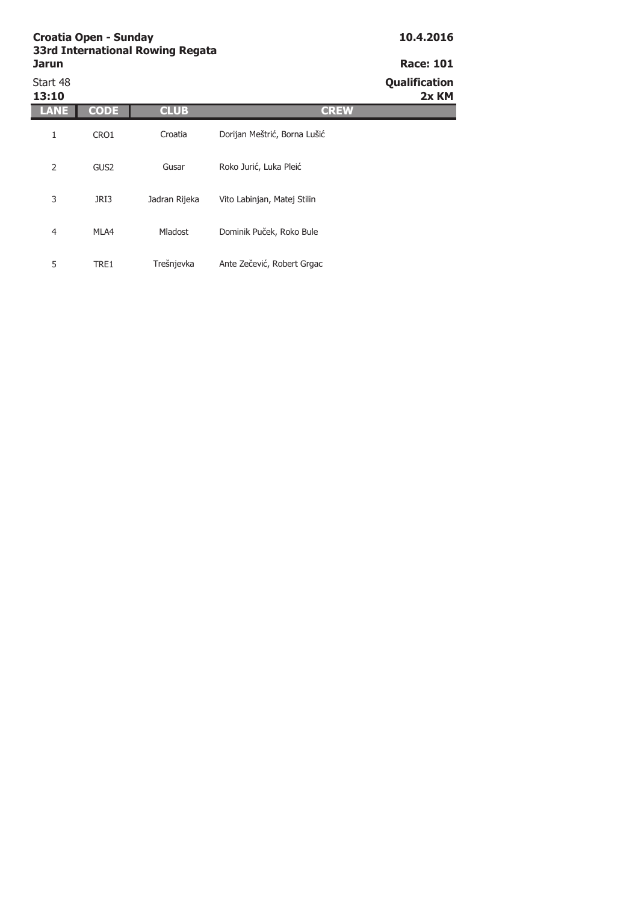**Croatia Open - Sunday**
**33rd International Rowing Regata**
**Jarun**

**10.4.2016**

**Race: 101**

Start 48
**13:10**

**Qualification**
**2x KM**

| LANE | CODE | CLUB | CREW |
|---|---|---|---|
| 1 | CRO1 | Croatia | Dorijan Meštrić, Borna Lušić |
| 2 | GUS2 | Gusar | Roko Jurić, Luka Pleić |
| 3 | JRI3 | Jadran Rijeka | Vito Labinjan, Matej Stilin |
| 4 | MLA4 | Mladost | Dominik Puček, Roko Bule |
| 5 | TRE1 | Trešnjevka | Ante Zečević, Robert Grgac |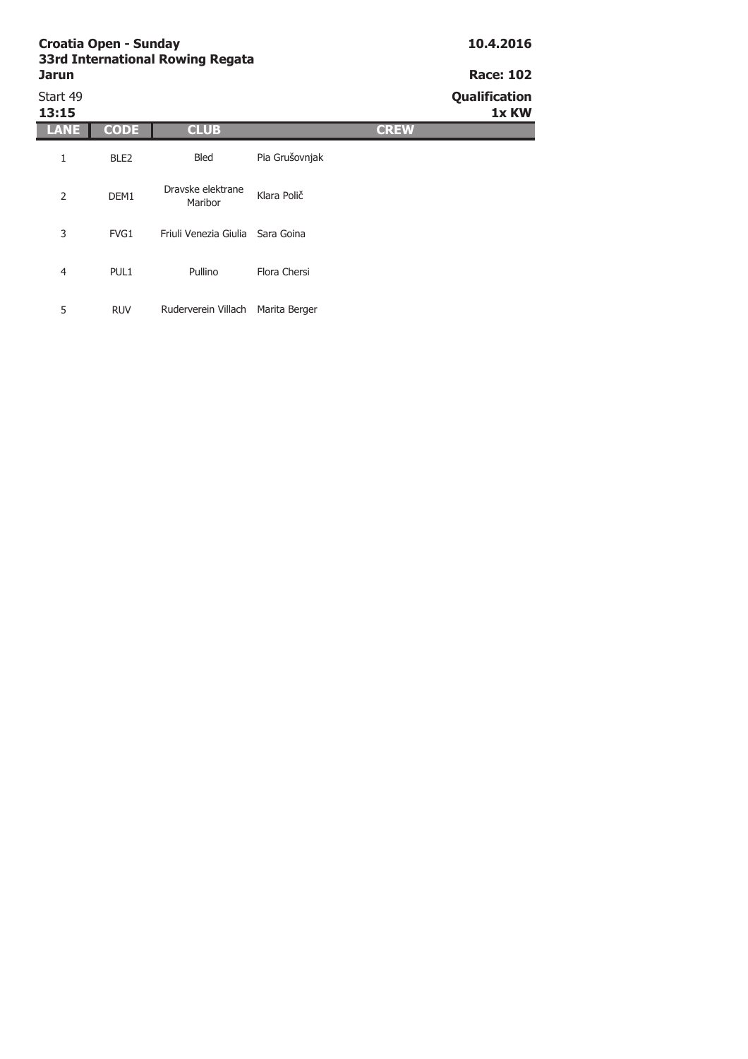**Croatia Open - Sunday**
**33rd International Rowing Regata**
**Jarun**

**10.4.2016**

**Race: 102**

Start 49
**13:15**

**Qualification**
**1x KW**

| LANE | CODE | CLUB | CREW |
|---|---|---|---|
| 1 | BLE2 | Bled | Pia Grušovnjak |
| 2 | DEM1 | Dravske elektrane Maribor | Klara Polič |
| 3 | FVG1 | Friuli Venezia Giulia | Sara Goina |
| 4 | PUL1 | Pullino | Flora Chersi |
| 5 | RUV | Ruderverein Villach | Marita Berger |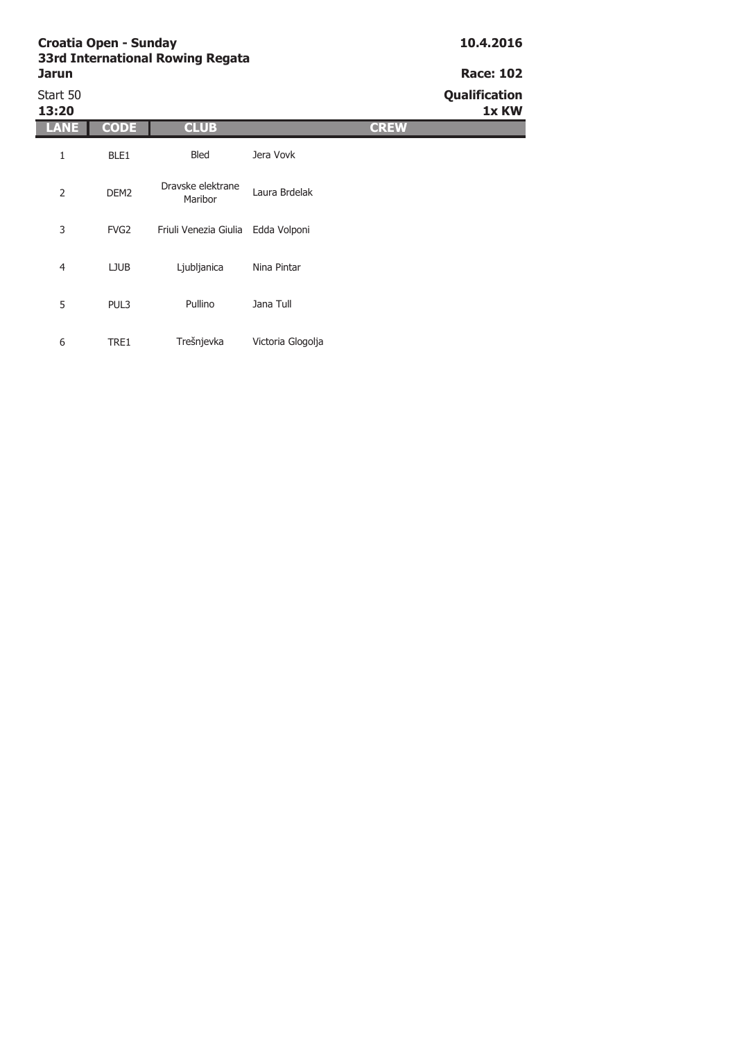**Croatia Open - Sunday**
**33rd International Rowing Regata**
**Jarun**

**10.4.2016**

**Race: 102**

Start 50
**13:20**

**Qualification**
**1x KW**

| LANE | CODE | CLUB | CREW |
|---|---|---|---|
| 1 | BLE1 | Bled | Jera Vovk |
| 2 | DEM2 | Dravske elektrane Maribor | Laura Brdelak |
| 3 | FVG2 | Friuli Venezia Giulia | Edda Volponi |
| 4 | LJUB | Ljubljanica | Nina Pintar |
| 5 | PUL3 | Pullino | Jana Tull |
| 6 | TRE1 | Trešnjevka | Victoria Glogolja |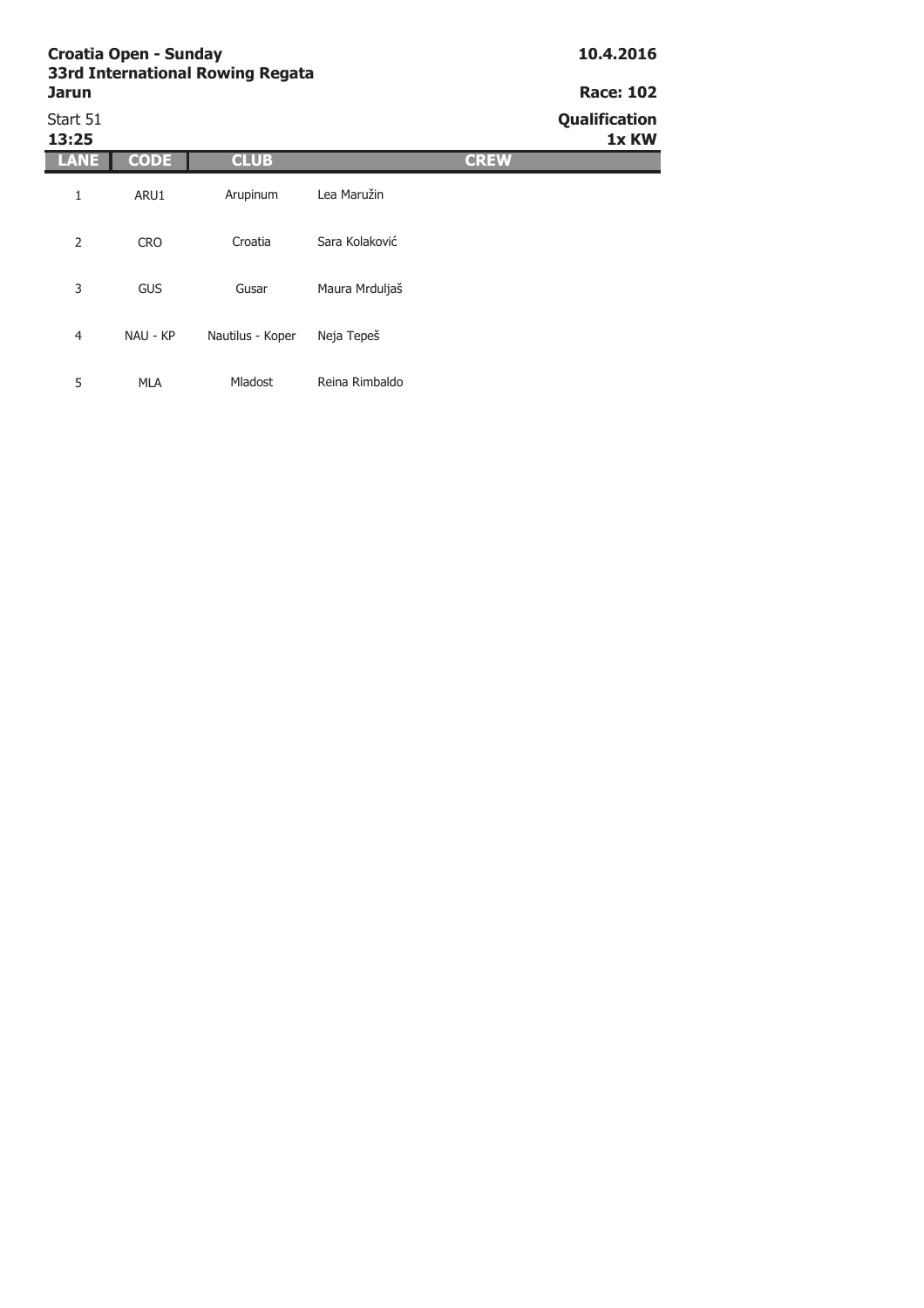**Croatia Open - Sunday**
**33rd International Rowing Regata**
**Jarun**

**10.4.2016**

**Race: 102**

Start 51
**13:25**

**Qualification**
**1x KW**

| LANE | CODE | CLUB | CREW |
|---|---|---|---|
| 1 | ARU1 | Arupinum | Lea Maružin |
| 2 | CRO | Croatia | Sara Kolaković |
| 3 | GUS | Gusar | Maura Mrduljaš |
| 4 | NAU - KP | Nautilus - Koper | Neja Tepeš |
| 5 | MLA | Mladost | Reina Rimbaldo |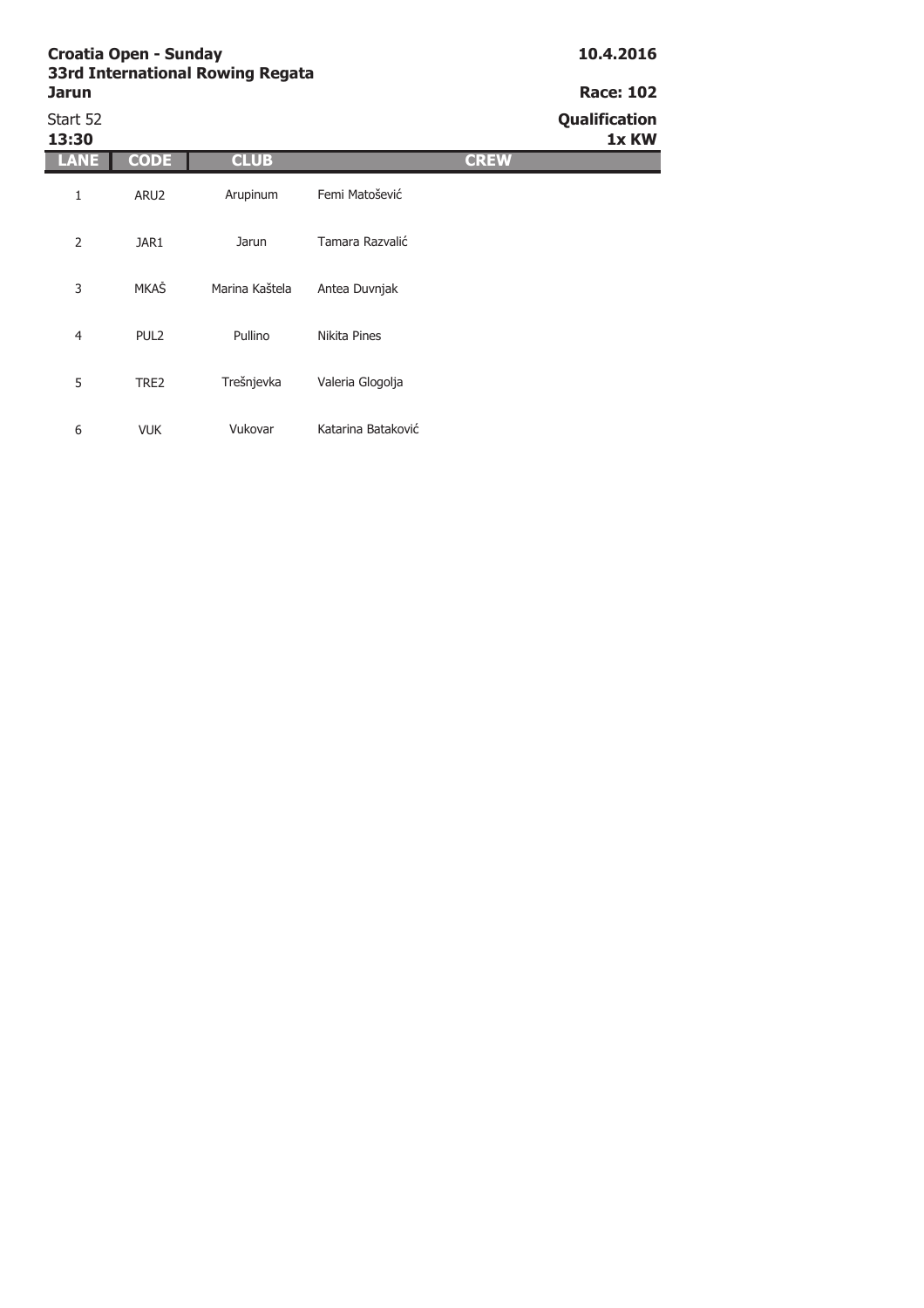**Croatia Open - Sunday**
**33rd International Rowing Regata**
**Jarun**

**10.4.2016**

**Race: 102**

Start 52
**13:30**

**Qualification**
**1x KW**

| LANE | CODE | CLUB | CREW |
|---|---|---|---|
| 1 | ARU2 | Arupinum | Femi Matošević |
| 2 | JAR1 | Jarun | Tamara Razvalić |
| 3 | MKAŠ | Marina Kaštela | Antea Duvnjak |
| 4 | PUL2 | Pullino | Nikita Pines |
| 5 | TRE2 | Trešnjevka | Valeria Glogolja |
| 6 | VUK | Vukovar | Katarina Bataković |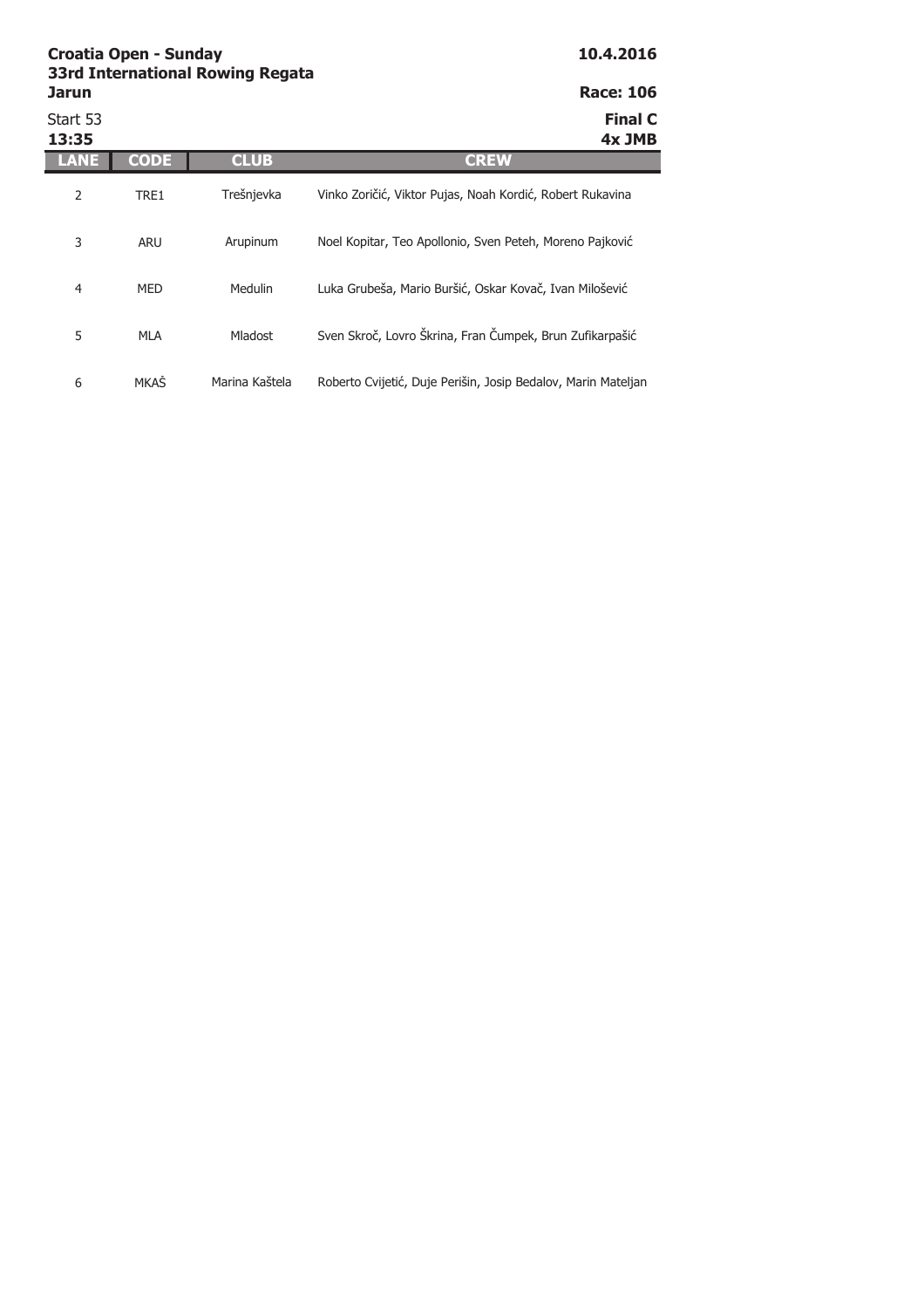**Croatia Open - Sunday**
**33rd International Rowing Regata**
**Jarun**

**10.4.2016**

**Race: 106**

Start 53
**13:35**

**Final C**
**4x JMB**

| LANE | CODE | CLUB | CREW |
|---|---|---|---|
| 2 | TRE1 | Trešnjevka | Vinko Zoričić, Viktor Pujas, Noah Kordić, Robert Rukavina |
| 3 | ARU | Arupinum | Noel Kopitar, Teo Apollonio, Sven Peteh, Moreno Pajković |
| 4 | MED | Medulin | Luka Grubeša, Mario Buršić, Oskar Kovač, Ivan Milošević |
| 5 | MLA | Mladost | Sven Skroč, Lovro Škrina, Fran Čumpek, Brun Zufikarpašić |
| 6 | MKAŠ | Marina Kaštela | Roberto Cvijetić, Duje Perišin, Josip Bedalov, Marin Mateljan |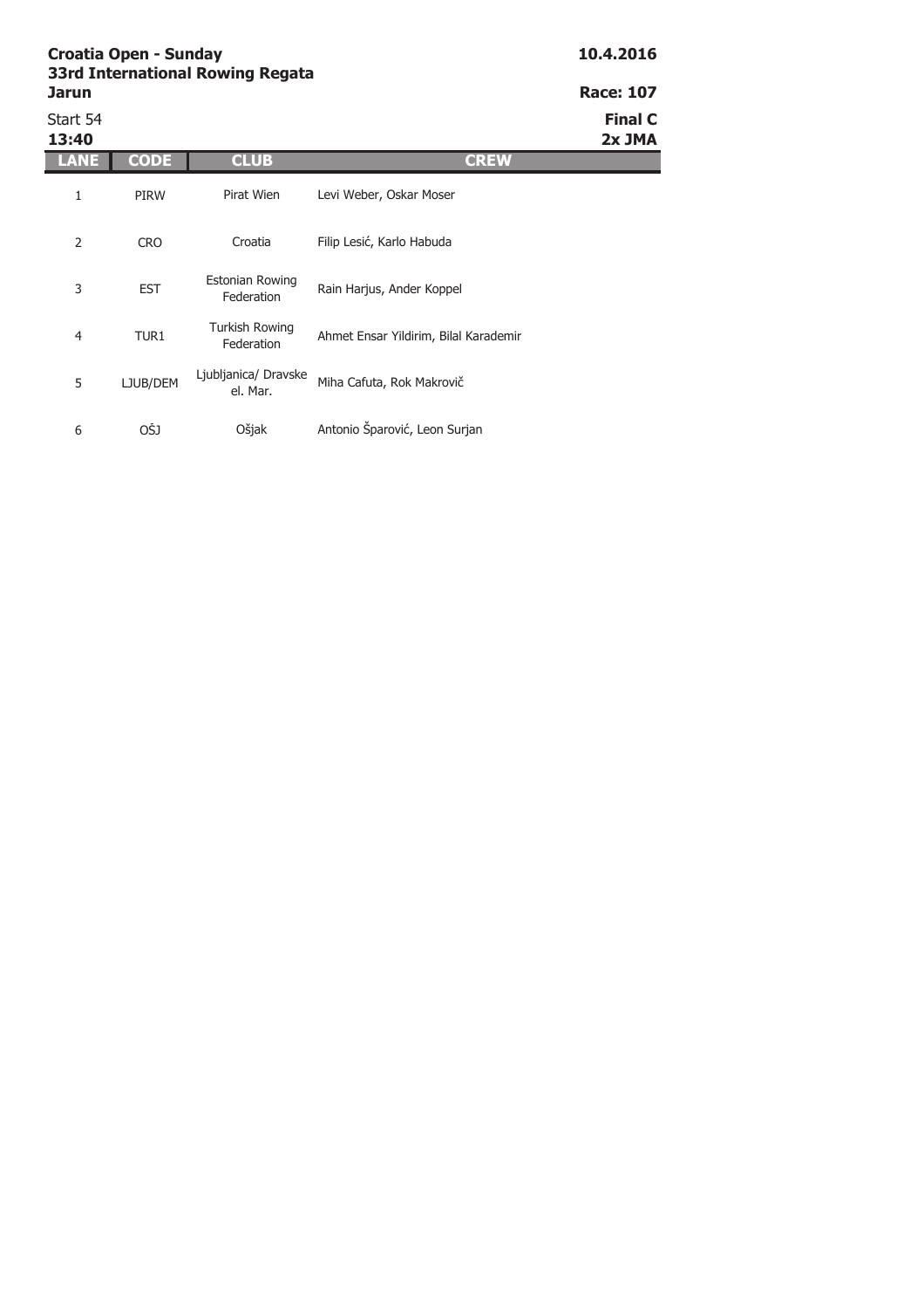**Croatia Open - Sunday**
**33rd International Rowing Regata**
**Jarun**

**10.4.2016**

**Race: 107**

Start 54
**13:40**

**Final C**
**2x JMA**

| LANE | CODE | CLUB | CREW |
|---|---|---|---|
| 1 | PIRW | Pirat Wien | Levi Weber, Oskar Moser |
| 2 | CRO | Croatia | Filip Lesić, Karlo Habuda |
| 3 | EST | Estonian Rowing Federation | Rain Harjus, Ander Koppel |
| 4 | TUR1 | Turkish Rowing Federation | Ahmet Ensar Yildirim, Bilal Karademir |
| 5 | LJUB/DEM | Ljubljanica/ Dravske el. Mar. | Miha Cafuta, Rok Makrovič |
| 6 | OŠJ | Ošjak | Antonio Šparović, Leon Surjan |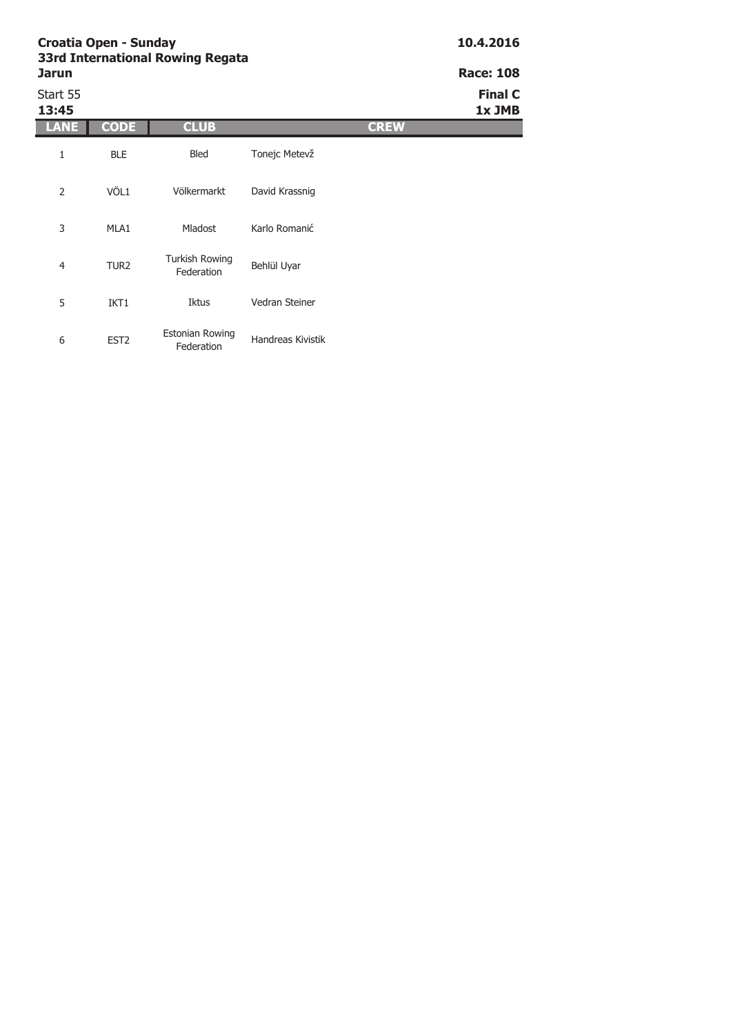**Croatia Open - Sunday**
**33rd International Rowing Regata**
**Jarun**

**10.4.2016**

**Race: 108**

Start 55
**13:45**

**Final C**
**1x JMB**

| LANE | CODE | CLUB | CREW |
|---|---|---|---|
| 1 | BLE | Bled | Tonejc Metevž |
| 2 | VÖL1 | Völkermarkt | David Krassnig |
| 3 | MLA1 | Mladost | Karlo Romanić |
| 4 | TUR2 | Turkish Rowing Federation | Behlül Uyar |
| 5 | IKT1 | Iktus | Vedran Steiner |
| 6 | EST2 | Estonian Rowing Federation | Handreas Kivistik |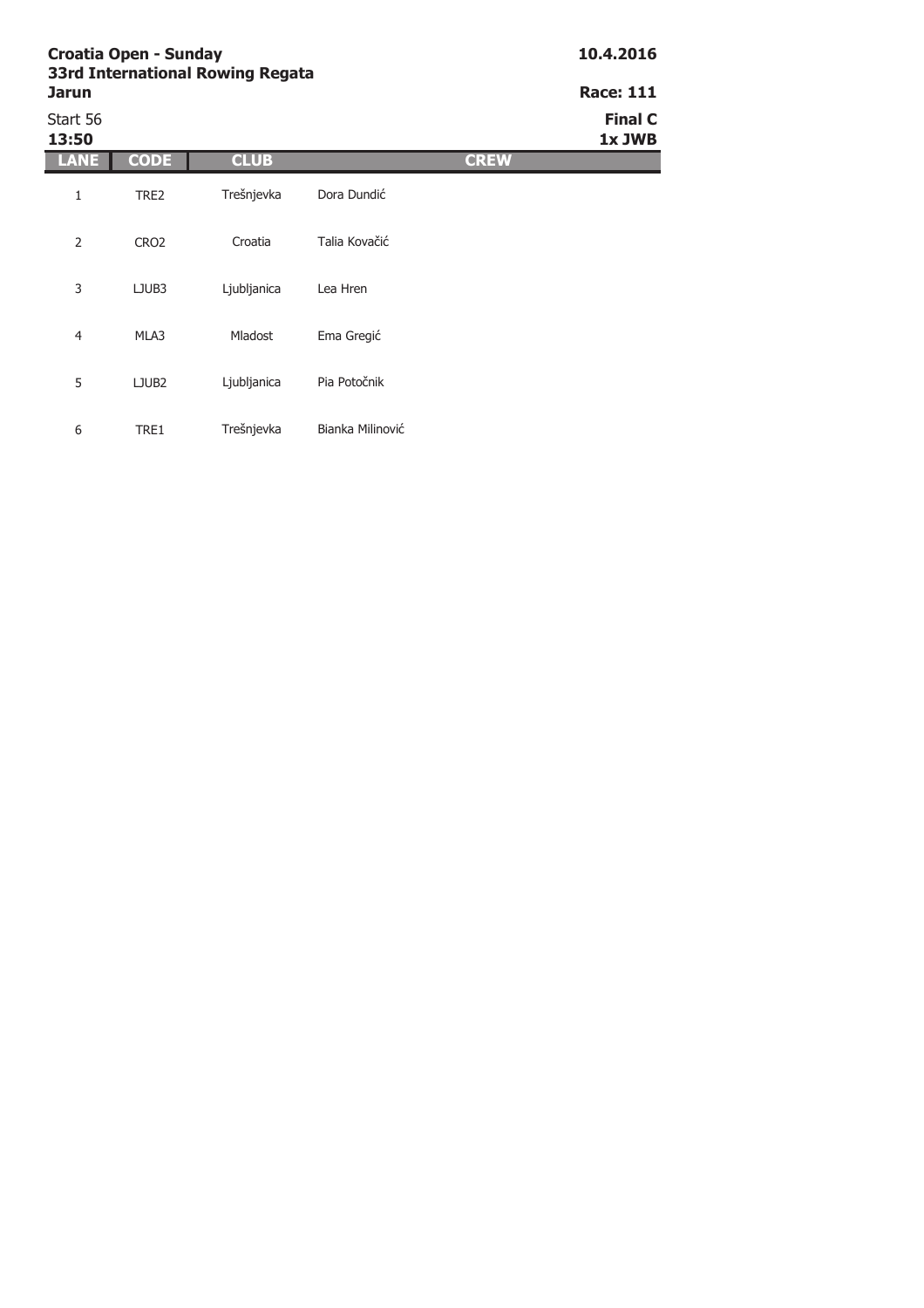**Croatia Open - Sunday**
**33rd International Rowing Regata**
**Jarun**

**10.4.2016**

**Race: 111**

Start 56
**13:50**

**Final C**
**1x JWB**

| LANE | CODE | CLUB | CREW |
|---|---|---|---|
| 1 | TRE2 | Trešnjevka | Dora Dundić |
| 2 | CRO2 | Croatia | Talia Kovačić |
| 3 | LJUB3 | Ljubljanica | Lea Hren |
| 4 | MLA3 | Mladost | Ema Gregić |
| 5 | LJUB2 | Ljubljanica | Pia Potočnik |
| 6 | TRE1 | Trešnjevka | Bianka Milinović |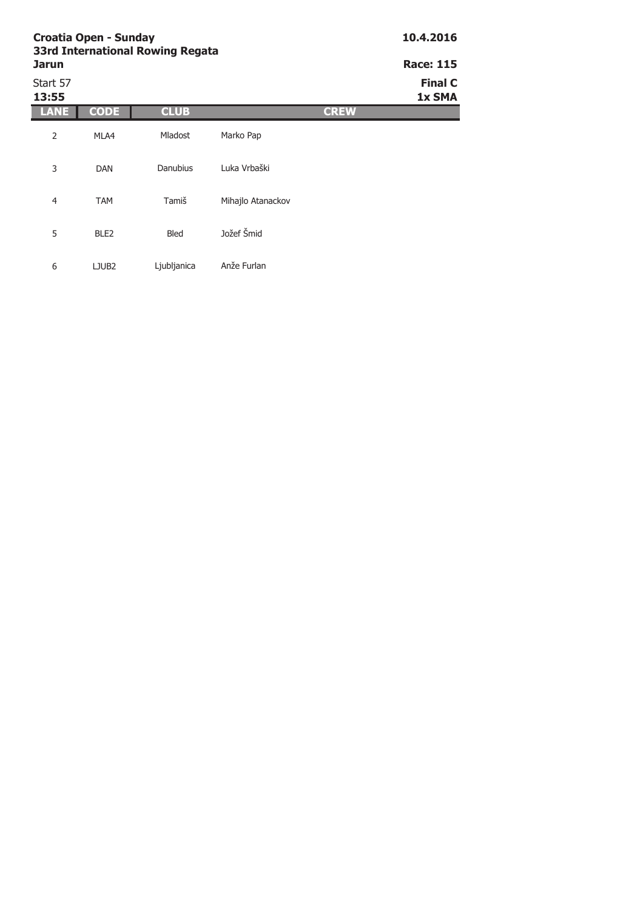**Croatia Open - Sunday**
**33rd International Rowing Regata**
**Jarun**

**10.4.2016**

**Race: 115**

Start 57
**13:55**

**Final C**
**1x SMA**

| LANE | CODE | CLUB | CREW |
|---|---|---|---|
| 2 | MLA4 | Mladost | Marko Pap |
| 3 | DAN | Danubius | Luka Vrbaški |
| 4 | TAM | Tamiš | Mihajlo Atanackov |
| 5 | BLE2 | Bled | Jožef Šmid |
| 6 | LJUB2 | Ljubljanica | Anže Furlan |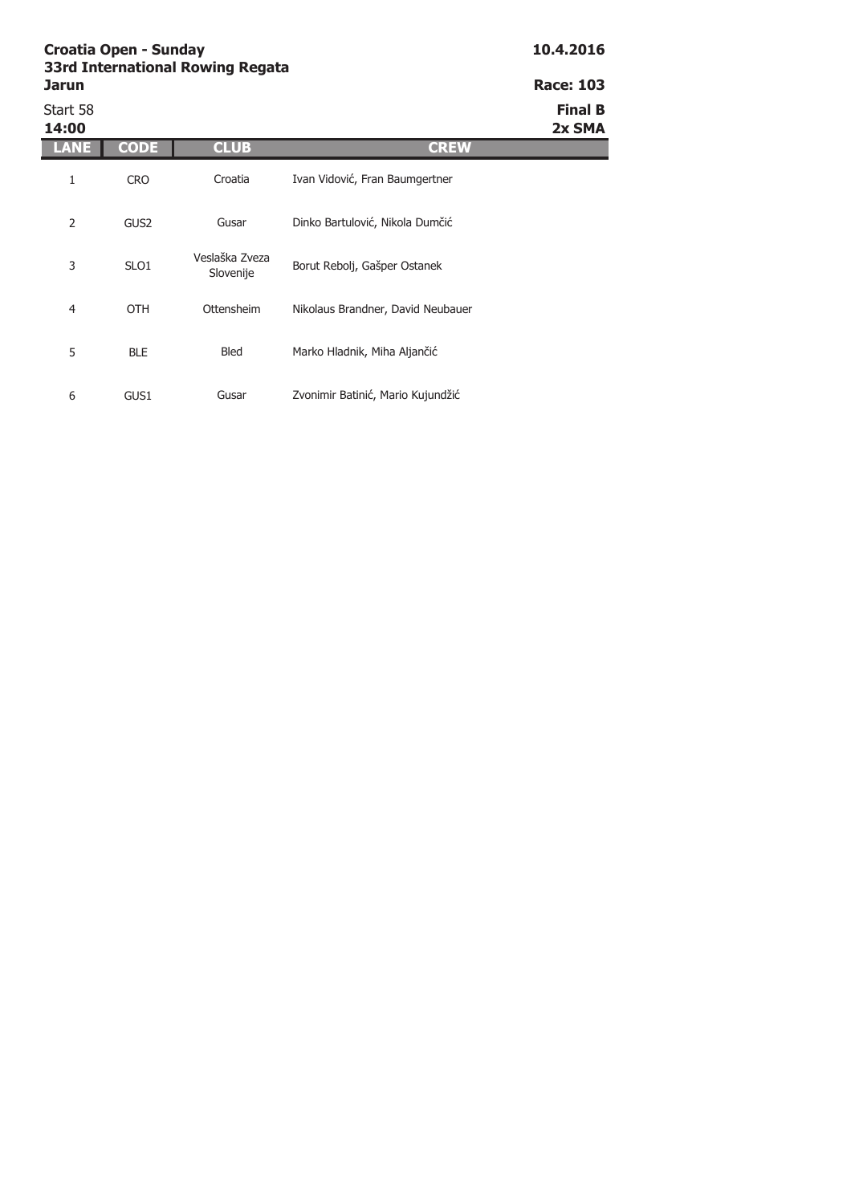**Croatia Open - Sunday**
**33rd International Rowing Regata**
**Jarun**

**10.4.2016**

**Race: 103**

Start 58
**14:00**

**Final B**
**2x SMA**

| LANE | CODE | CLUB | CREW |
|---|---|---|---|
| 1 | CRO | Croatia | Ivan Vidović, Fran Baumgertner |
| 2 | GUS2 | Gusar | Dinko Bartulović, Nikola Dumčić |
| 3 | SLO1 | Veslaška Zveza Slovenije | Borut Rebolj, Gašper Ostanek |
| 4 | OTH | Ottensheim | Nikolaus Brandner, David Neubauer |
| 5 | BLE | Bled | Marko Hladnik, Miha Aljančić |
| 6 | GUS1 | Gusar | Zvonimir Batinić, Mario Kujundžić |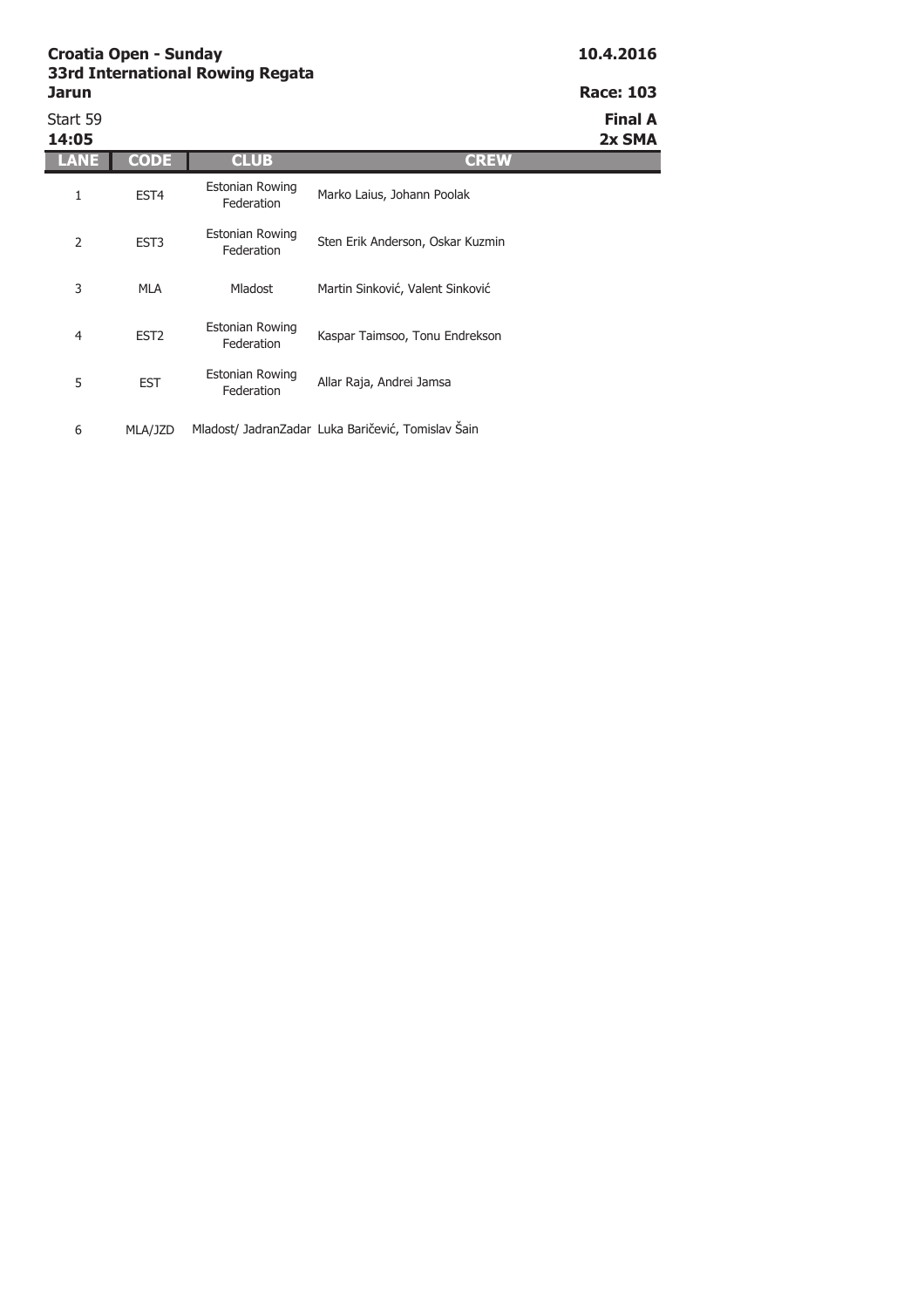**Croatia Open - Sunday**
**33rd International Rowing Regata**
**Jarun**

**10.4.2016**

**Race: 103**

Start 59
**14:05**

**Final A**
**2x SMA**

| LANE | CODE | CLUB | CREW |
|---|---|---|---|
| 1 | EST4 | Estonian Rowing Federation | Marko Laius, Johann Poolak |
| 2 | EST3 | Estonian Rowing Federation | Sten Erik Anderson, Oskar Kuzmin |
| 3 | MLA | Mladost | Martin Sinković, Valent Sinković |
| 4 | EST2 | Estonian Rowing Federation | Kaspar Taimsoo, Tonu Endrekson |
| 5 | EST | Estonian Rowing Federation | Allar Raja, Andrei Jamsa |
| 6 | MLA/JZD | Mladost/ JadranZadar | Luka Baričević, Tomislav Šain |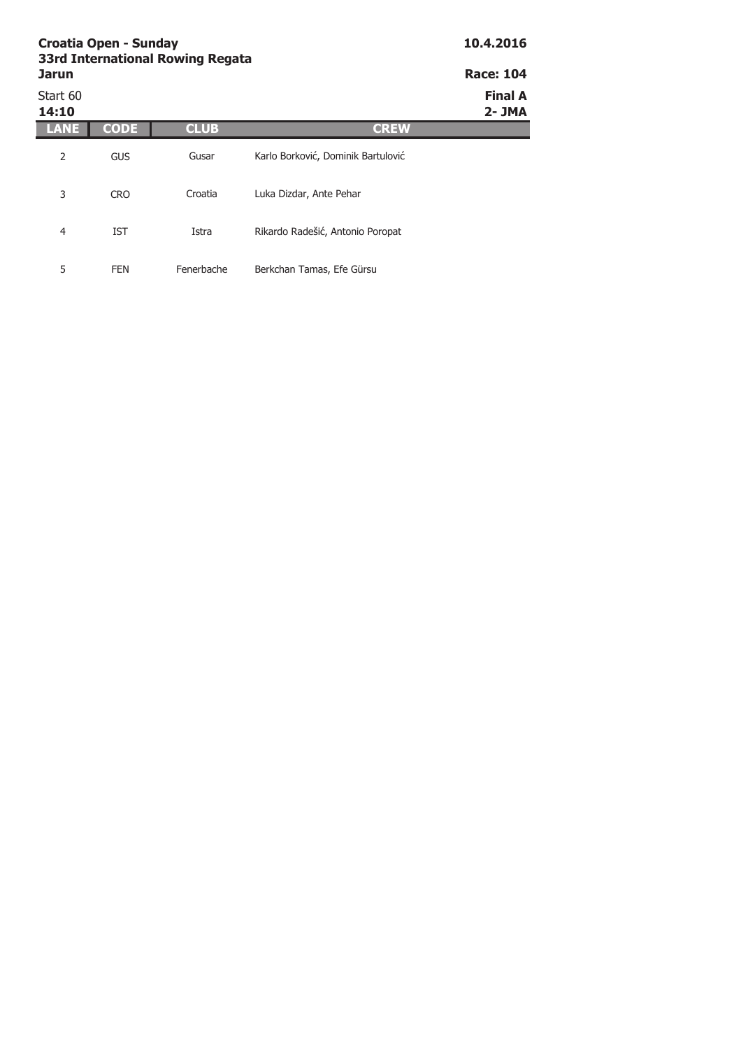**Croatia Open - Sunday**
**33rd International Rowing Regata**
**Jarun**

**10.4.2016**

**Race: 104**

Start 60
**14:10**

**Final A**
**2- JMA**

| LANE | CODE | CLUB | CREW |
|---|---|---|---|
| 2 | GUS | Gusar | Karlo Borković, Dominik Bartulović |
| 3 | CRO | Croatia | Luka Dizdar, Ante Pehar |
| 4 | IST | Istra | Rikardo Radešić, Antonio Poropat |
| 5 | FEN | Fenerbache | Berkchan Tamas, Efe Gürsu |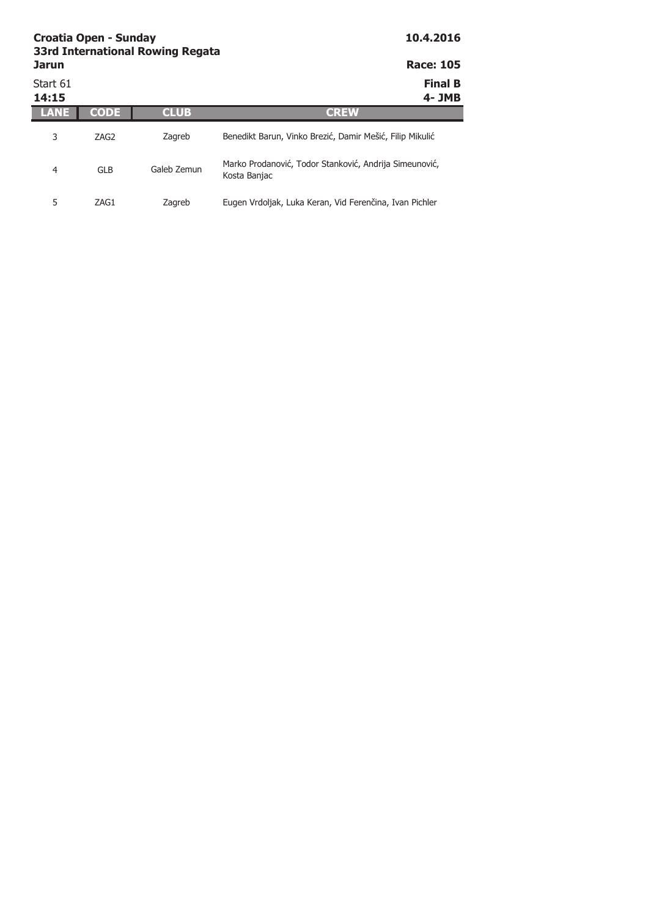**Croatia Open - Sunday**
**33rd International Rowing Regata**
**Jarun**

**10.4.2016**

**Race: 105**

Start 61
**14:15**

**Final B**
**4- JMB**

| LANE | CODE | CLUB | CREW |
| --- | --- | --- | --- |
| 3 | ZAG2 | Zagreb | Benedikt Barun, Vinko Brezić, Damir Mešić, Filip Mikulić |
| 4 | GLB | Galeb Zemun | Marko Prodanović, Todor Stanković, Andrija Simeunović, Kosta Banjac |
| 5 | ZAG1 | Zagreb | Eugen Vrdoljak, Luka Keran, Vid Ferenčina, Ivan Pichler |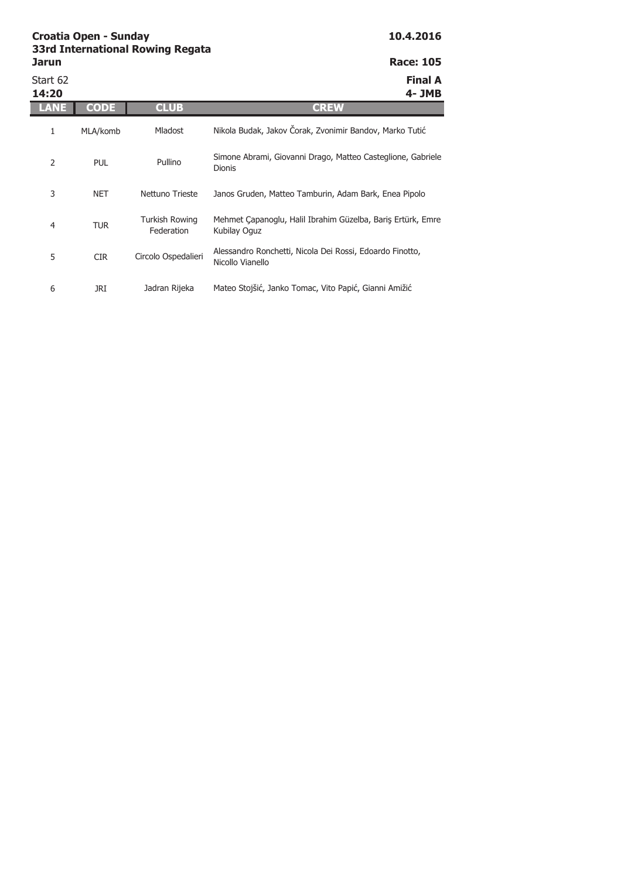**Croatia Open - Sunday**
**33rd International Rowing Regata**
**Jarun**

**10.4.2016**

**Race: 105**

Start 62
**14:20**

**Final A**
**4- JMB**

| LANE | CODE | CLUB | CREW |
|---|---|---|---|
| 1 | MLA/komb | Mladost | Nikola Budak, Jakov Čorak, Zvonimir Bandov, Marko Tutić |
| 2 | PUL | Pullino | Simone Abrami, Giovanni Drago, Matteo Casteglione, Gabriele Dionis |
| 3 | NET | Nettuno Trieste | Janos Gruden, Matteo Tamburin, Adam Bark, Enea Pipolo |
| 4 | TUR | Turkish Rowing Federation | Mehmet Çapanoglu, Halil Ibrahim Güzelba, Bariş Ertürk, Emre Kubilay Oguz |
| 5 | CIR | Circolo Ospedalieri | Alessandro Ronchetti, Nicola Dei Rossi, Edoardo Finotto, Nicollo Vianello |
| 6 | JRI | Jadran Rijeka | Mateo Stojšić, Janko Tomac, Vito Papić, Gianni Amižić |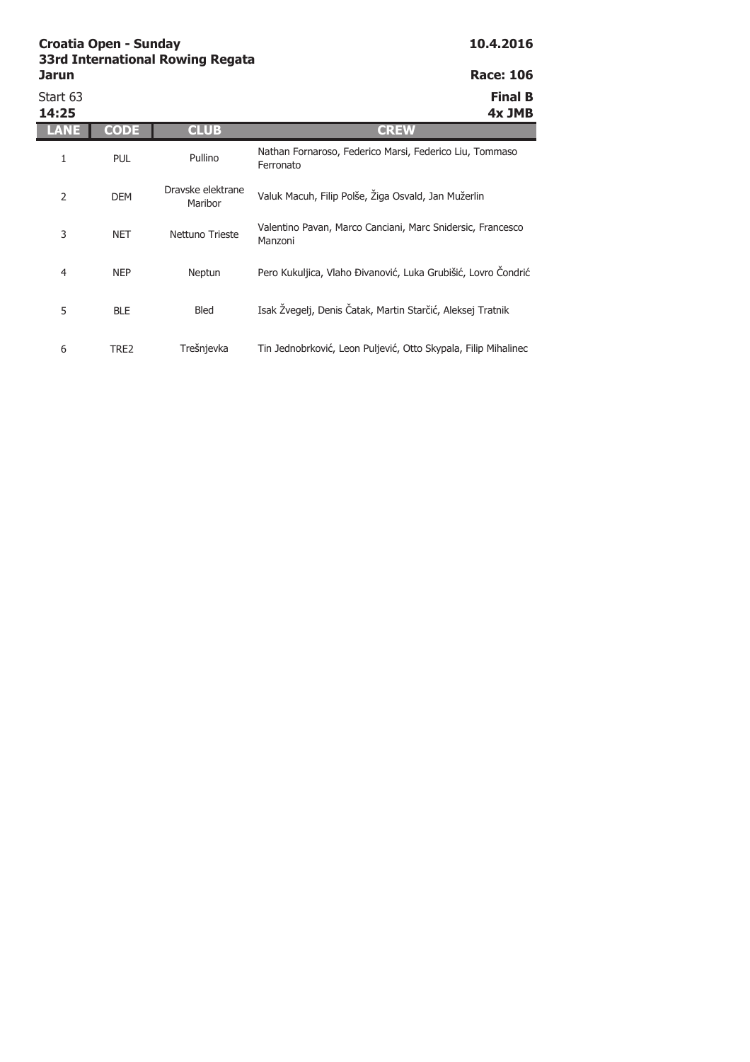**Croatia Open - Sunday**
**33rd International Rowing Regata**
**Jarun**

**10.4.2016**

**Race: 106**

Start 63
**14:25**

**Final B**
**4x JMB**

| LANE | CODE | CLUB | CREW |
|---|---|---|---|
| 1 | PUL | Pullino | Nathan Fornaroso, Federico Marsi, Federico Liu, Tommaso Ferronato |
| 2 | DEM | Dravske elektrane Maribor | Valuk Macuh, Filip Polše, Žiga Osvald, Jan Mužerlin |
| 3 | NET | Nettuno Trieste | Valentino Pavan, Marco Canciani, Marc Snidersic, Francesco Manzoni |
| 4 | NEP | Neptun | Pero Kukuljica, Vlaho Đivanović, Luka Grubišić, Lovro Čondrić |
| 5 | BLE | Bled | Isak Žvegelj, Denis Čatak, Martin Starčić, Aleksej Tratnik |
| 6 | TRE2 | Trešnjevka | Tin Jednobrković, Leon Puljević, Otto Skypala, Filip Mihalinec |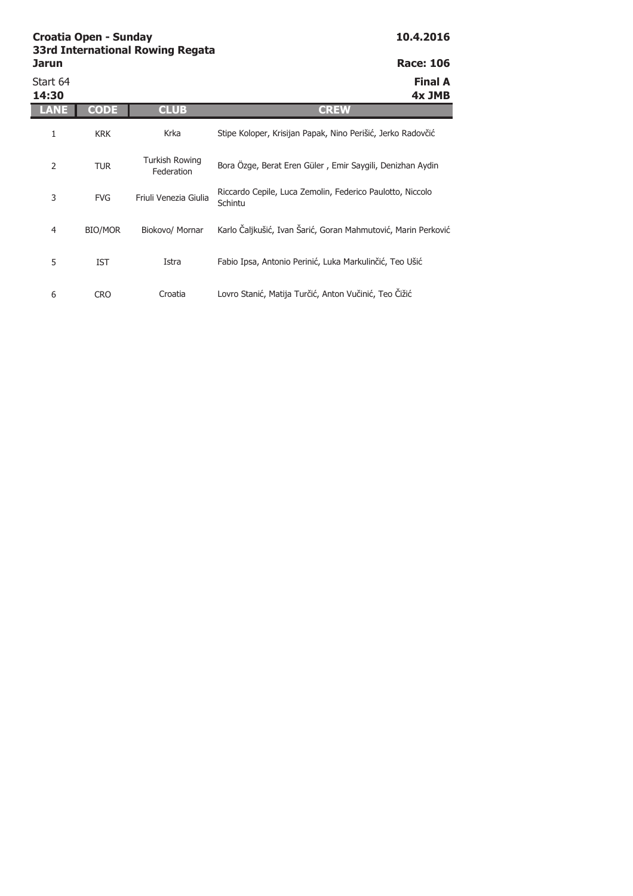**Croatia Open - Sunday**
**33rd International Rowing Regata**
**Jarun**

**10.4.2016**

**Race: 106**

Start 64
**14:30**

**Final A**
**4x JMB**

| LANE | CODE | CLUB | CREW |
|---|---|---|---|
| 1 | KRK | Krka | Stipe Koloper, Krisijan Papak, Nino Perišić, Jerko Radovčić |
| 2 | TUR | Turkish Rowing Federation | Bora Özge, Berat Eren Güler , Emir Saygili, Denizhan Aydin |
| 3 | FVG | Friuli Venezia Giulia | Riccardo Cepile, Luca Zemolin, Federico Paulotto, Niccolo Schintu |
| 4 | BIO/MOR | Biokovo/ Mornar | Karlo Čaljkušić, Ivan Šarić, Goran Mahmutović, Marin Perković |
| 5 | IST | Istra | Fabio Ipsa, Antonio Perinić, Luka Markulinčić, Teo Ušić |
| 6 | CRO | Croatia | Lovro Stanić, Matija Turčić, Anton Vučinić, Teo Čižić |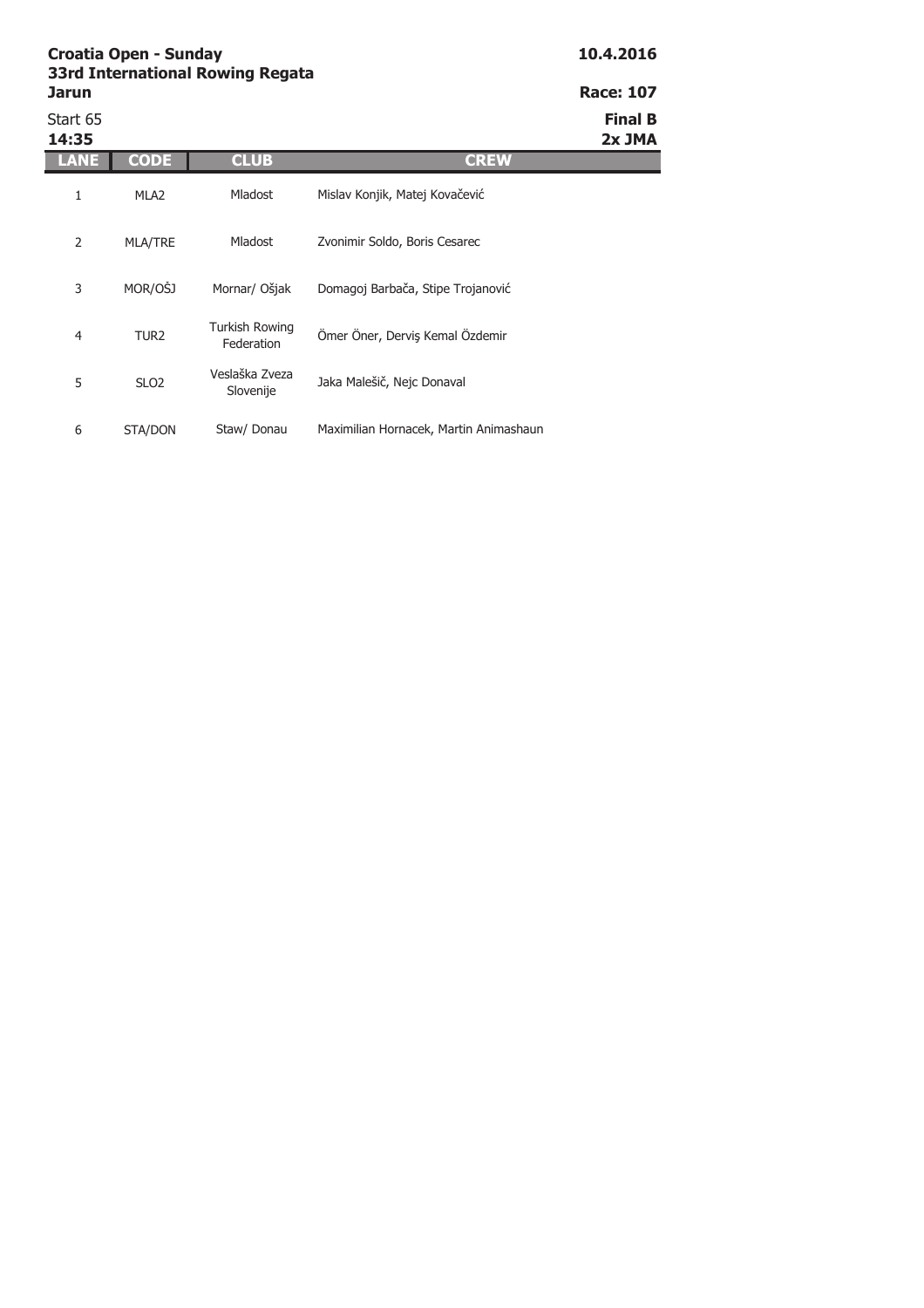**Croatia Open - Sunday**
**33rd International Rowing Regata**
**Jarun**

**10.4.2016**

**Race: 107**

Start 65
**14:35**

**Final B**
**2x JMA**

| LANE | CODE | CLUB | CREW |
|---|---|---|---|
| 1 | MLA2 | Mladost | Mislav Konjik, Matej Kovačević |
| 2 | MLA/TRE | Mladost | Zvonimir Soldo, Boris Cesarec |
| 3 | MOR/OŠJ | Mornar/ Ošjak | Domagoj Barbača, Stipe Trojanović |
| 4 | TUR2 | Turkish Rowing Federation | Ömer Öner, Derviş Kemal Özdemir |
| 5 | SLO2 | Veslaška Zveza Slovenije | Jaka Malešič, Nejc Donaval |
| 6 | STA/DON | Staw/ Donau | Maximilian Hornacek, Martin Animashaun |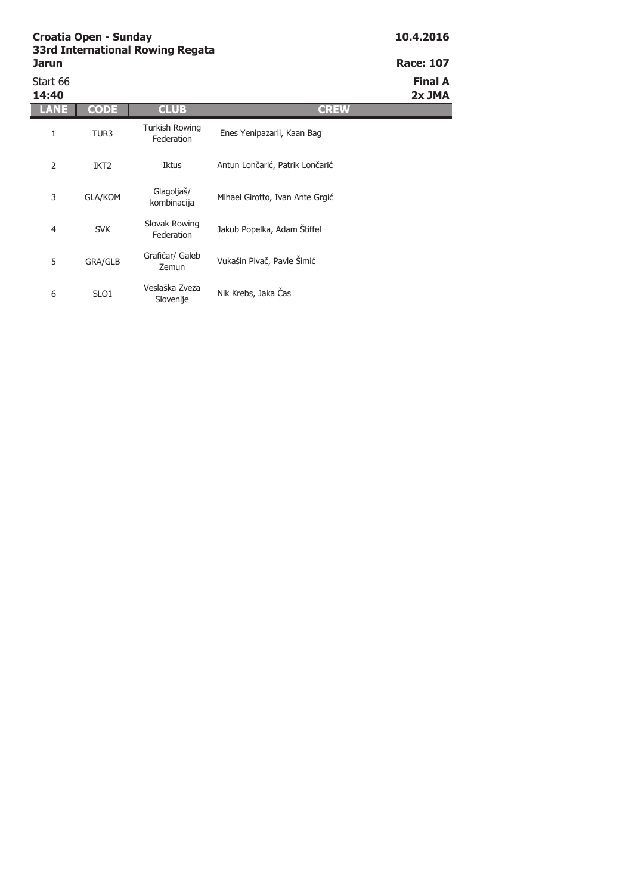**Croatia Open - Sunday**
**33rd International Rowing Regata**
**Jarun**

**10.4.2016**

**Race: 107**

Start 66
**14:40**

**Final A**
**2x JMA**

| LANE | CODE | CLUB | CREW |
|---|---|---|---|
| 1 | TUR3 | Turkish Rowing Federation | Enes Yenipazarli, Kaan Bag |
| 2 | IKT2 | Iktus | Antun Lončarić, Patrik Lončarić |
| 3 | GLA/KOM | Glagoljaš/ kombinacija | Mihael Girotto, Ivan Ante Grgić |
| 4 | SVK | Slovak Rowing Federation | Jakub Popelka, Adam Štiffel |
| 5 | GRA/GLB | Grafičar/ Galeb Zemun | Vukašin Pivač, Pavle Šimić |
| 6 | SLO1 | Veslaška Zveza Slovenije | Nik Krebs, Jaka Čas |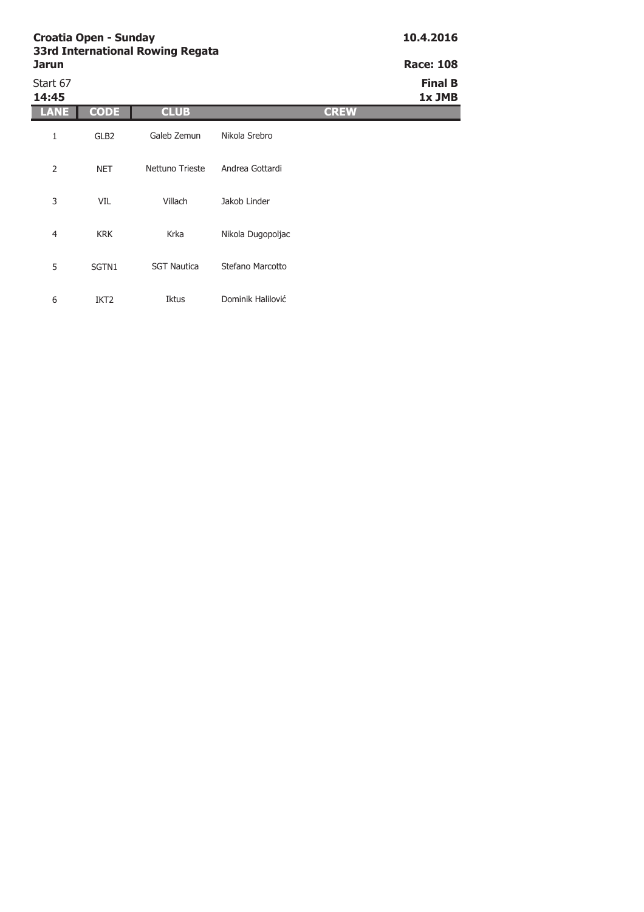**Croatia Open - Sunday**
**33rd International Rowing Regata**
**Jarun**

**10.4.2016**

**Race: 108**

Start 67
**14:45**

**Final B**
**1x JMB**

| LANE | CODE | CLUB | CREW |
|---|---|---|---|
| 1 | GLB2 | Galeb Zemun | Nikola Srebro |
| 2 | NET | Nettuno Trieste | Andrea Gottardi |
| 3 | VIL | Villach | Jakob Linder |
| 4 | KRK | Krka | Nikola Dugopoljac |
| 5 | SGTN1 | SGT Nautica | Stefano Marcotto |
| 6 | IKT2 | Iktus | Dominik Halilović |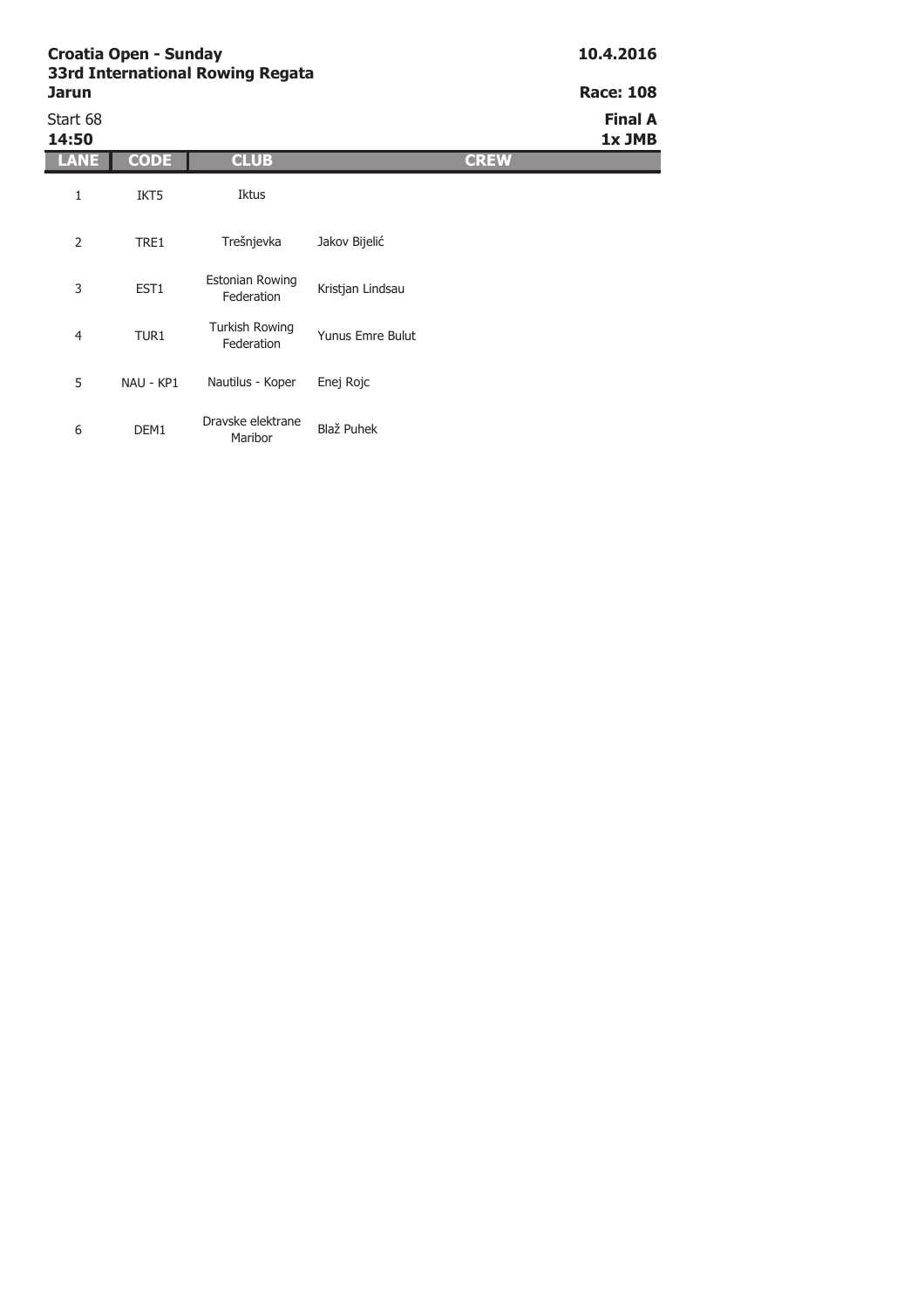**Croatia Open - Sunday**
**33rd International Rowing Regata**
**Jarun**

**10.4.2016**

**Race: 108**

Start 68
**14:50**

**Final A**
**1x JMB**

| LANE | CODE | CLUB | CREW |
|---|---|---|---|
| 1 | IKT5 | Iktus | |
| 2 | TRE1 | Trešnjevka | Jakov Bijelić |
| 3 | EST1 | Estonian Rowing Federation | Kristjan Lindsau |
| 4 | TUR1 | Turkish Rowing Federation | Yunus Emre Bulut |
| 5 | NAU - KP1 | Nautilus - Koper | Enej Rojc |
| 6 | DEM1 | Dravske elektrane Maribor | Blaž Puhek |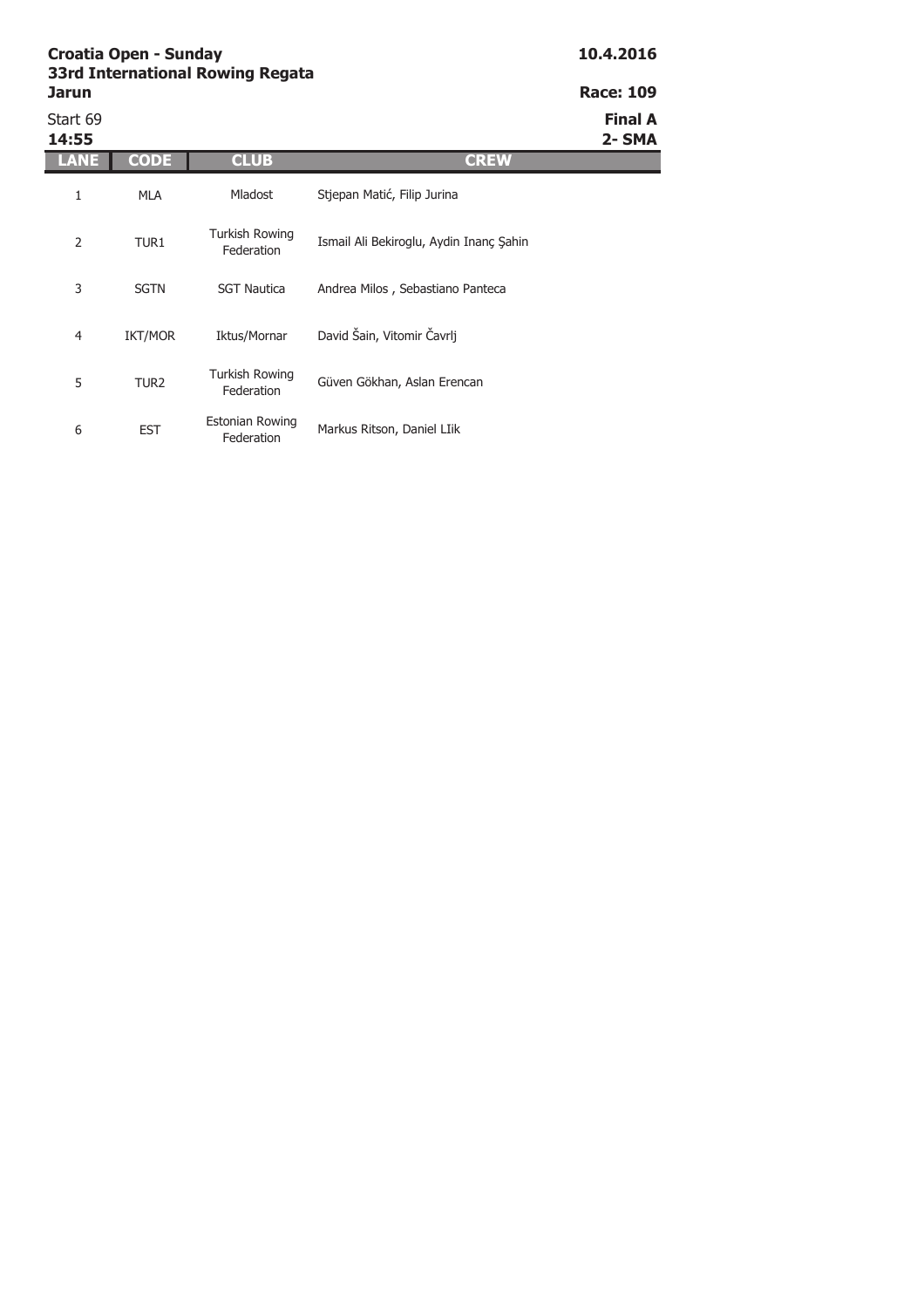**Croatia Open - Sunday**
**33rd International Rowing Regata**
**Jarun**

**10.4.2016**

**Race: 109**

Start 69
**14:55**

**Final A**
**2- SMA**

| LANE | CODE | CLUB | CREW |
|---|---|---|---|
| 1 | MLA | Mladost | Stjepan Matić, Filip Jurina |
| 2 | TUR1 | Turkish Rowing Federation | Ismail Ali Bekiroglu, Aydin Inanç Şahin |
| 3 | SGTN | SGT Nautica | Andrea Milos , Sebastiano Panteca |
| 4 | IKT/MOR | Iktus/Mornar | David Šain, Vitomir Čavrlj |
| 5 | TUR2 | Turkish Rowing Federation | Güven Gökhan, Aslan Erencan |
| 6 | EST | Estonian Rowing Federation | Markus Ritson, Daniel LIik |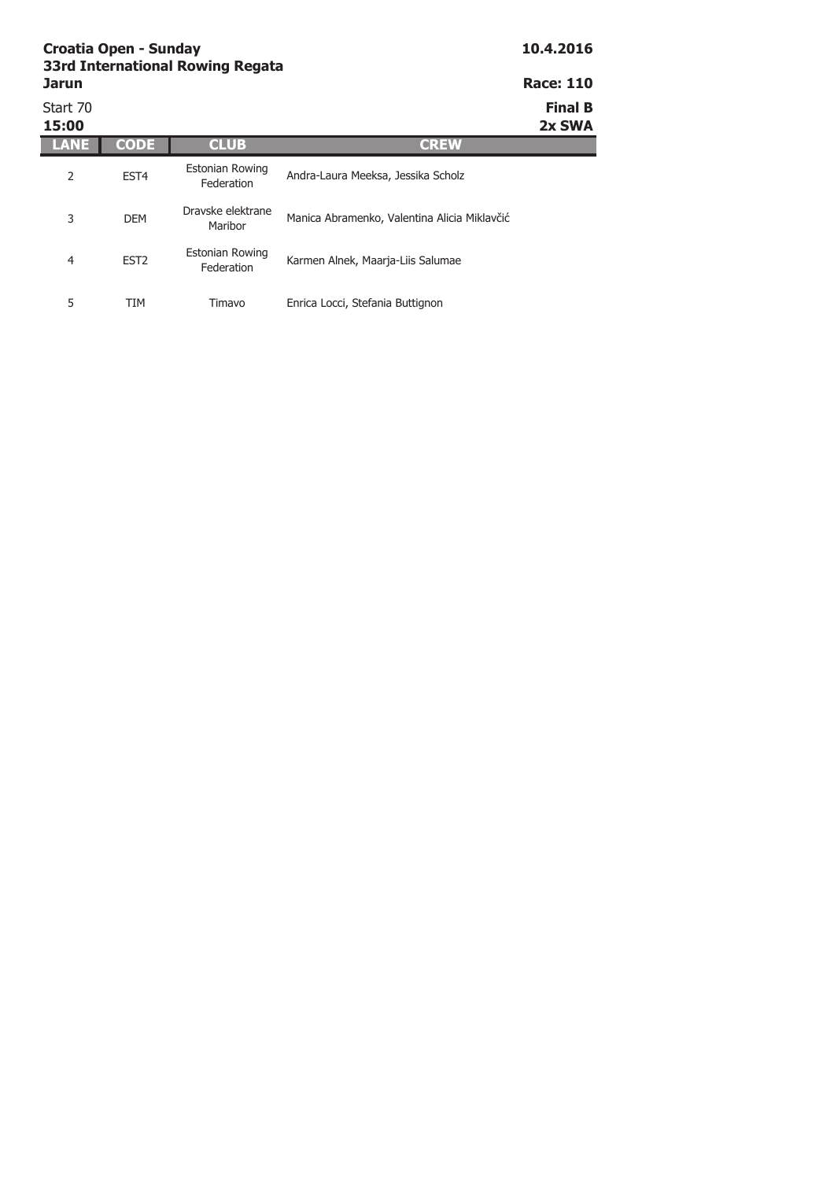**Croatia Open - Sunday**
**33rd International Rowing Regata**
**Jarun**

**10.4.2016**

**Race: 110**

Start 70
**15:00**

**Final B**
**2x SWA**

| LANE | CODE | CLUB | CREW |
|---|---|---|---|
| 2 | EST4 | Estonian Rowing Federation | Andra-Laura Meeksa, Jessika Scholz |
| 3 | DEM | Dravske elektrane Maribor | Manica Abramenko, Valentina Alicia Miklavčić |
| 4 | EST2 | Estonian Rowing Federation | Karmen Alnek, Maarja-Liis Salumae |
| 5 | TIM | Timavo | Enrica Locci, Stefania Buttignon |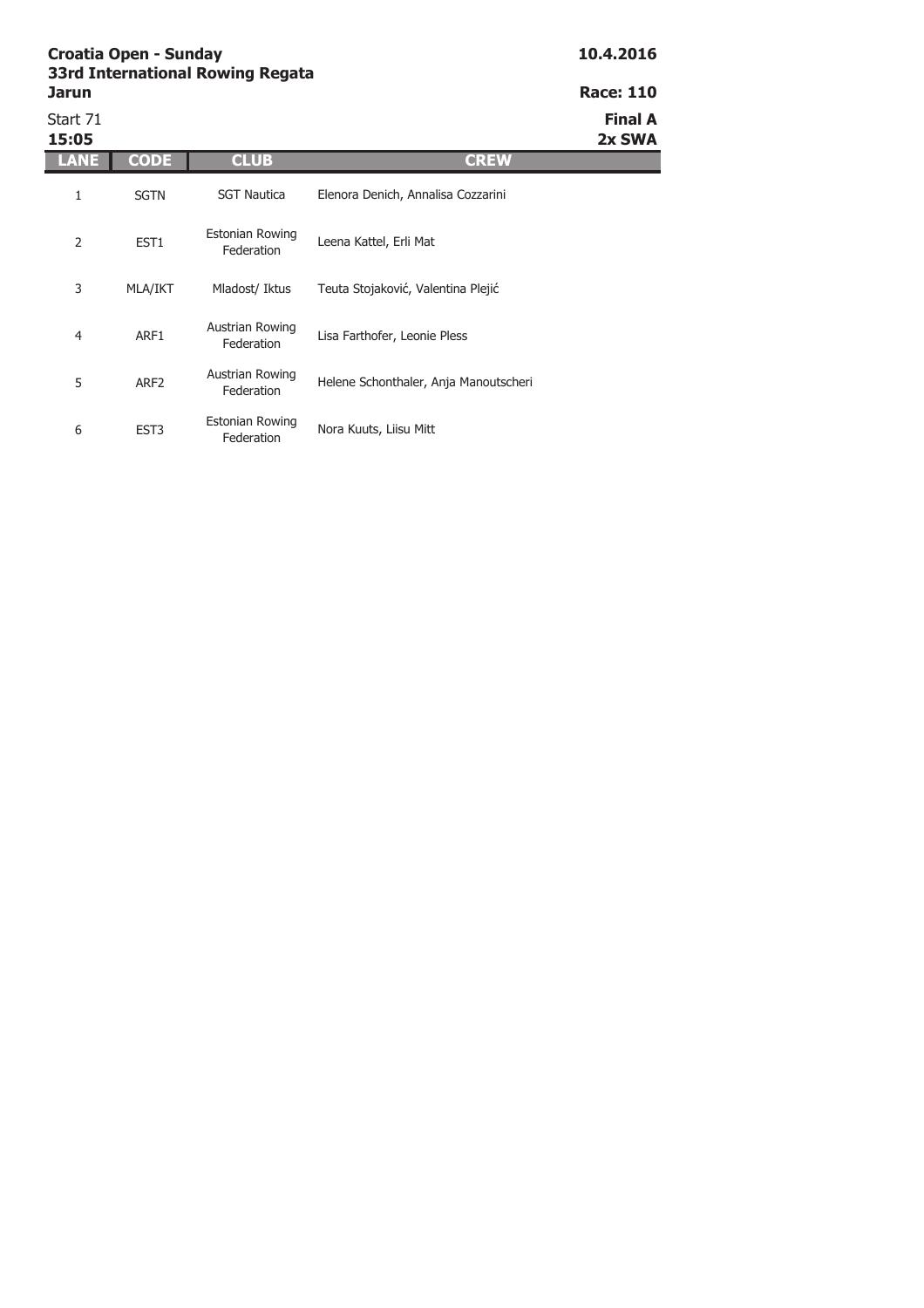**Croatia Open - Sunday**
**33rd International Rowing Regata**
**Jarun**

**10.4.2016**

**Race: 110**

Start 71
**15:05**

**Final A**
**2x SWA**

| LANE | CODE | CLUB | CREW |
|---|---|---|---|
| 1 | SGTN | SGT Nautica | Elenora Denich, Annalisa Cozzarini |
| 2 | EST1 | Estonian Rowing Federation | Leena Kattel, Erli Mat |
| 3 | MLA/IKT | Mladost/ Iktus | Teuta Stojaković, Valentina Plejić |
| 4 | ARF1 | Austrian Rowing Federation | Lisa Farthofer, Leonie Pless |
| 5 | ARF2 | Austrian Rowing Federation | Helene Schonthaler, Anja Manoutscheri |
| 6 | EST3 | Estonian Rowing Federation | Nora Kuuts, Liisu Mitt |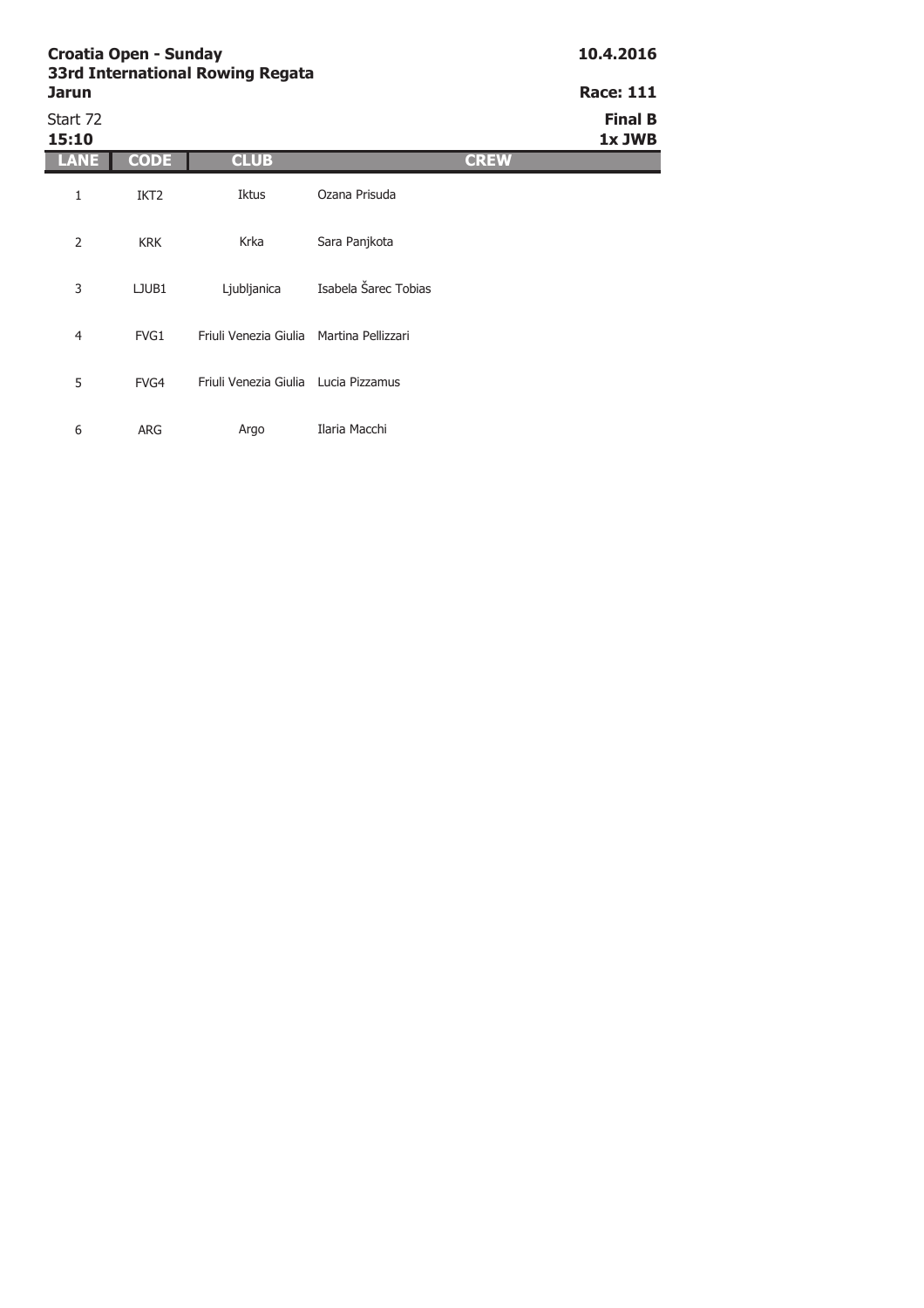**Croatia Open - Sunday**
**33rd International Rowing Regata**
**Jarun**

**10.4.2016**

**Race: 111**

Start 72
**15:10**

**Final B**
**1x JWB**

| LANE | CODE | CLUB | CREW |
|---|---|---|---|
| 1 | IKT2 | Iktus | Ozana Prisuda |
| 2 | KRK | Krka | Sara Panjkota |
| 3 | LJUB1 | Ljubljanica | Isabela Šarec Tobias |
| 4 | FVG1 | Friuli Venezia Giulia | Martina Pellizzari |
| 5 | FVG4 | Friuli Venezia Giulia | Lucia Pizzamus |
| 6 | ARG | Argo | Ilaria Macchi |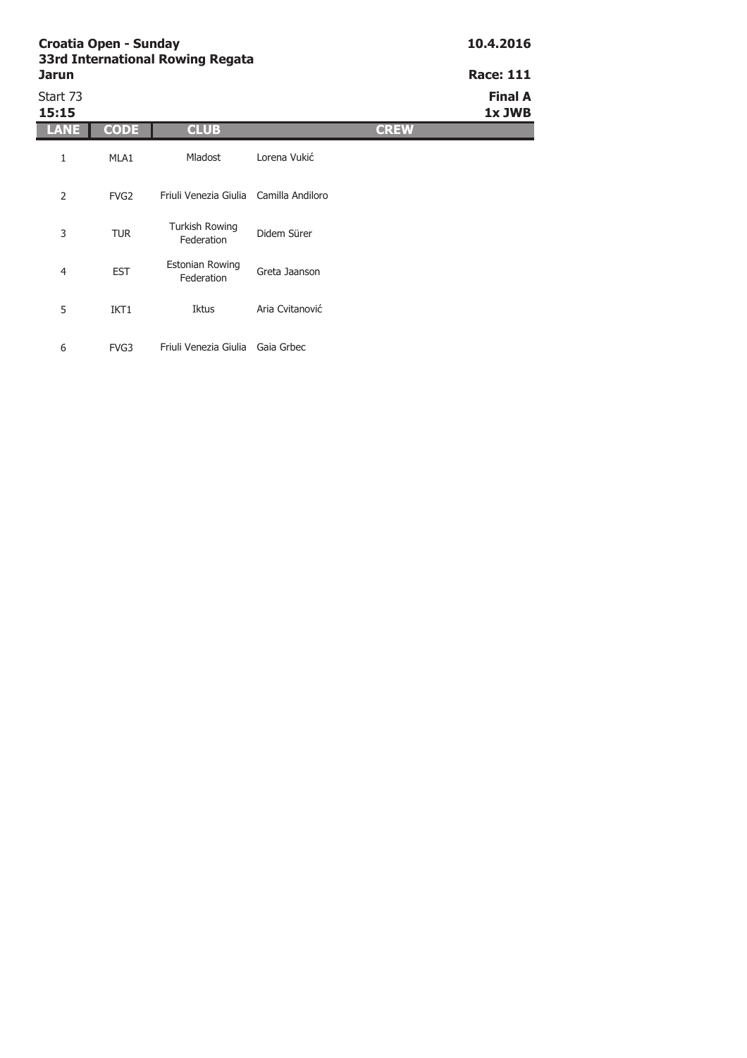**Croatia Open - Sunday**
**33rd International Rowing Regata**
**Jarun**

**10.4.2016**

**Race: 111**

Start 73
**15:15**

**Final A**
**1x JWB**

| LANE | CODE | CLUB | CREW |
|---|---|---|---|
| 1 | MLA1 | Mladost | Lorena Vukić |
| 2 | FVG2 | Friuli Venezia Giulia | Camilla Andiloro |
| 3 | TUR | Turkish Rowing Federation | Didem Sürer |
| 4 | EST | Estonian Rowing Federation | Greta Jaanson |
| 5 | IKT1 | Iktus | Aria Cvitanović |
| 6 | FVG3 | Friuli Venezia Giulia | Gaia Grbec |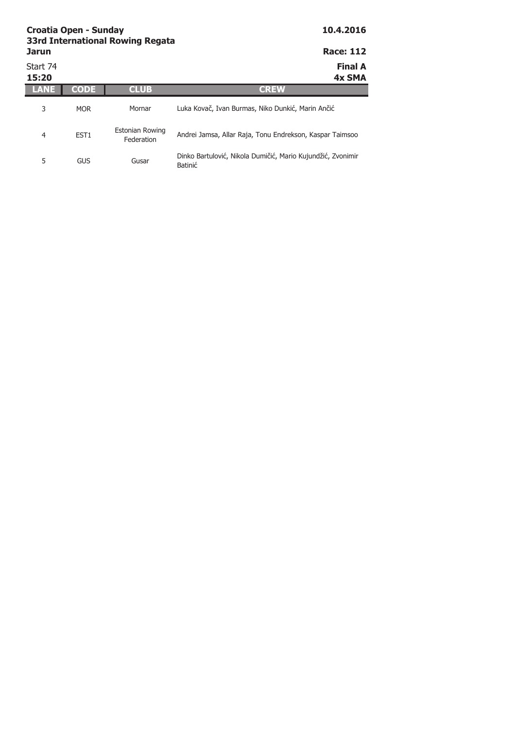**Croatia Open - Sunday**
**33rd International Rowing Regata**
**Jarun**

**10.4.2016**

**Race: 112**

Start 74
**15:20**

**Final A**
**4x SMA**

| LANE | CODE | CLUB | CREW |
|---|---|---|---|
| 3 | MOR | Mornar | Luka Kovač, Ivan Burmas, Niko Dunkić, Marin Ančić |
| 4 | EST1 | Estonian Rowing Federation | Andrei Jamsa, Allar Raja, Tonu Endrekson, Kaspar Taimsoo |
| 5 | GUS | Gusar | Dinko Bartulović, Nikola Dumičić, Mario Kujundžić, Zvonimir Batinić |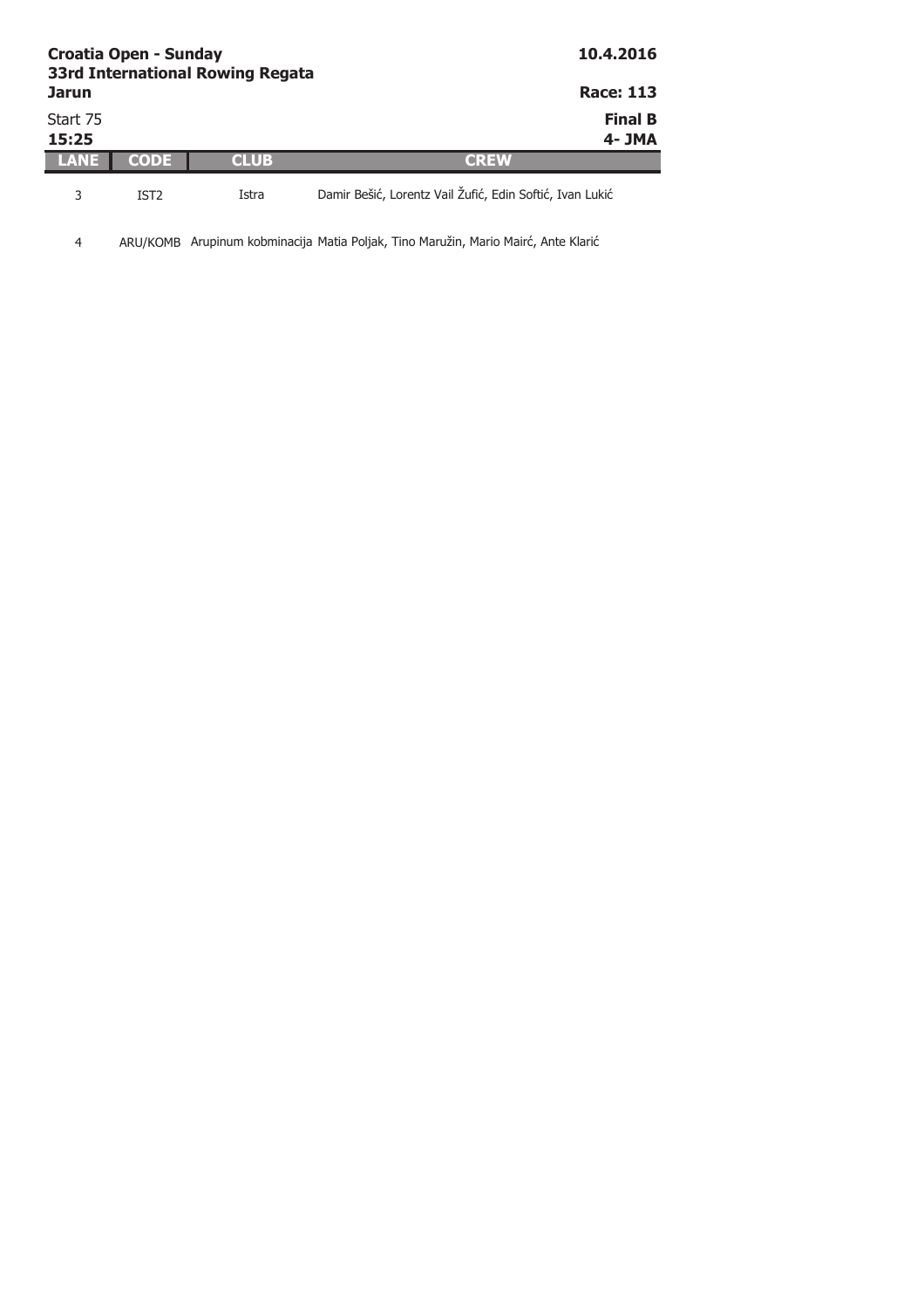**Croatia Open - Sunday** **10.4.2016**

**33rd International Rowing Regata**

**Jarun** **Race: 113**

Start 75 **Final B**

**15:25** **4- JMA**

| LANE | CODE | CLUB | CREW |
|---|---|---|---|
| 3 | IST2 | Istra | Damir Bešić, Lorentz Vail Žufić, Edin Softić, Ivan Lukić |
| 4 | ARU/KOMB | Arupinum kobminacija | Matia Poljak, Tino Maružin, Mario Mairć, Ante Klarić |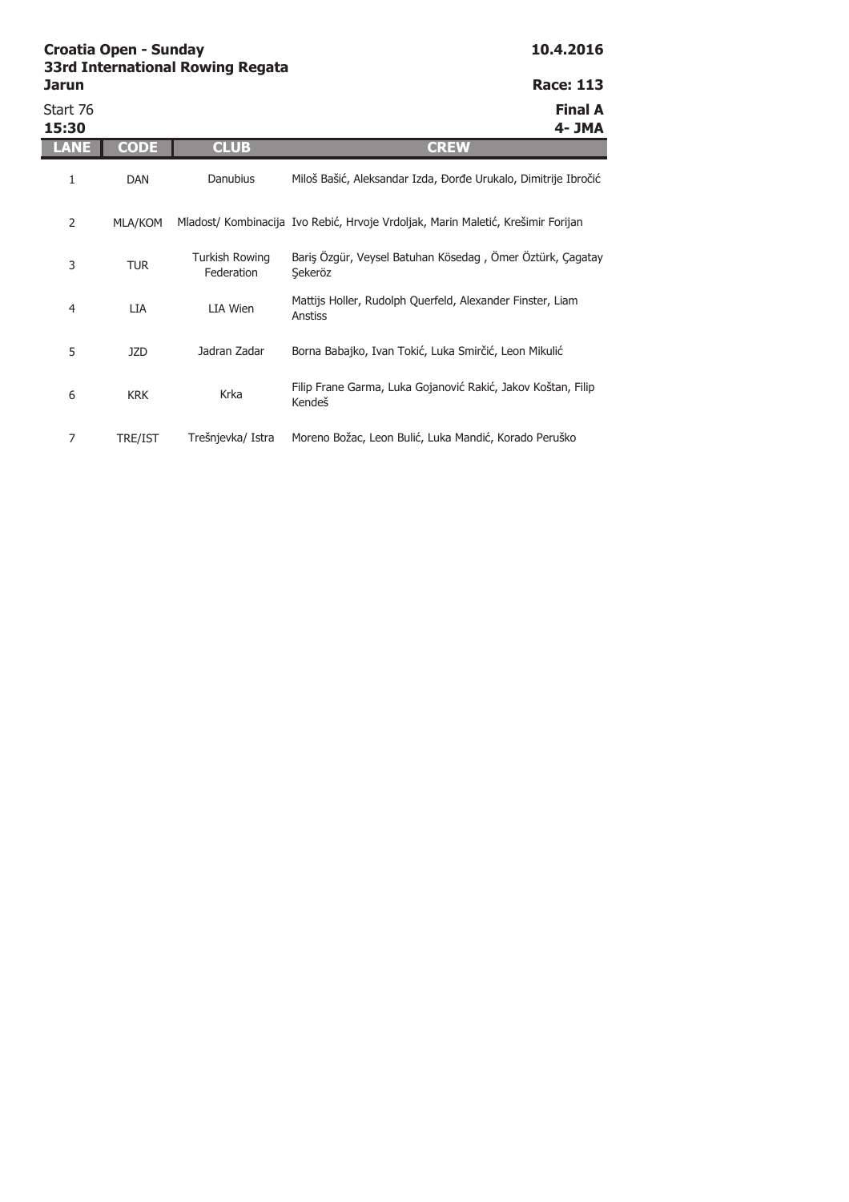**Croatia Open - Sunday**
**33rd International Rowing Regata**
**Jarun**

**10.4.2016**

**Race: 113**

Start 76
**15:30**

**Final A**
**4- JMA**

| LANE | CODE | CLUB | CREW |
|---|---|---|---|
| 1 | DAN | Danubius | Miloš Bašić, Aleksandar Izda, Đorđe Urukalo, Dimitrije Ibročić |
| 2 | MLA/KOM | Mladost/ Kombinacija | Ivo Rebić, Hrvoje Vrdoljak, Marin Maletić, Krešimir Forijan |
| 3 | TUR | Turkish Rowing Federation | Bariş Özgür, Veysel Batuhan Kösedag , Ömer Öztürk, Çagatay Şekeröz |
| 4 | LIA | LIA Wien | Mattijs Holler, Rudolph Querfeld, Alexander Finster, Liam Anstiss |
| 5 | JZD | Jadran Zadar | Borna Babajko, Ivan Tokić, Luka Smirčić, Leon Mikulić |
| 6 | KRK | Krka | Filip Frane Garma, Luka Gojanović Rakić, Jakov Koštan, Filip Kendeš |
| 7 | TRE/IST | Trešnjevka/ Istra | Moreno Božac, Leon Bulić, Luka Mandić, Korado Peruško |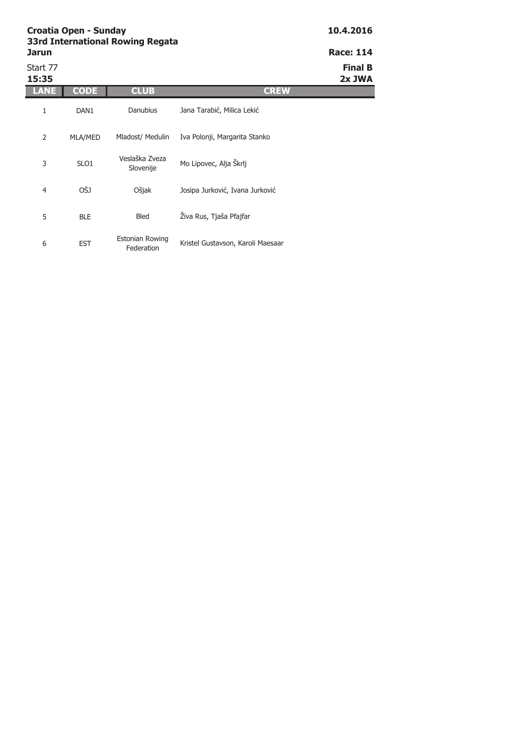**Croatia Open - Sunday**
**33rd International Rowing Regata**
**Jarun**

**10.4.2016**

**Race: 114**

Start 77
**15:35**

**Final B**
**2x JWA**

| LANE | CODE | CLUB | CREW |
|---|---|---|---|
| 1 | DAN1 | Danubius | Jana Tarabić, Milica Lekić |
| 2 | MLA/MED | Mladost/ Medulin | Iva Polonji, Margarita Stanko |
| 3 | SLO1 | Veslaška Zveza Slovenije | Mo Lipovec, Alja Škrlj |
| 4 | OŠJ | Ošjak | Josipa Jurković, Ivana Jurković |
| 5 | BLE | Bled | Živa Rus, Tjaša Pfajfar |
| 6 | EST | Estonian Rowing Federation | Kristel Gustavson, Karoli Maesaar |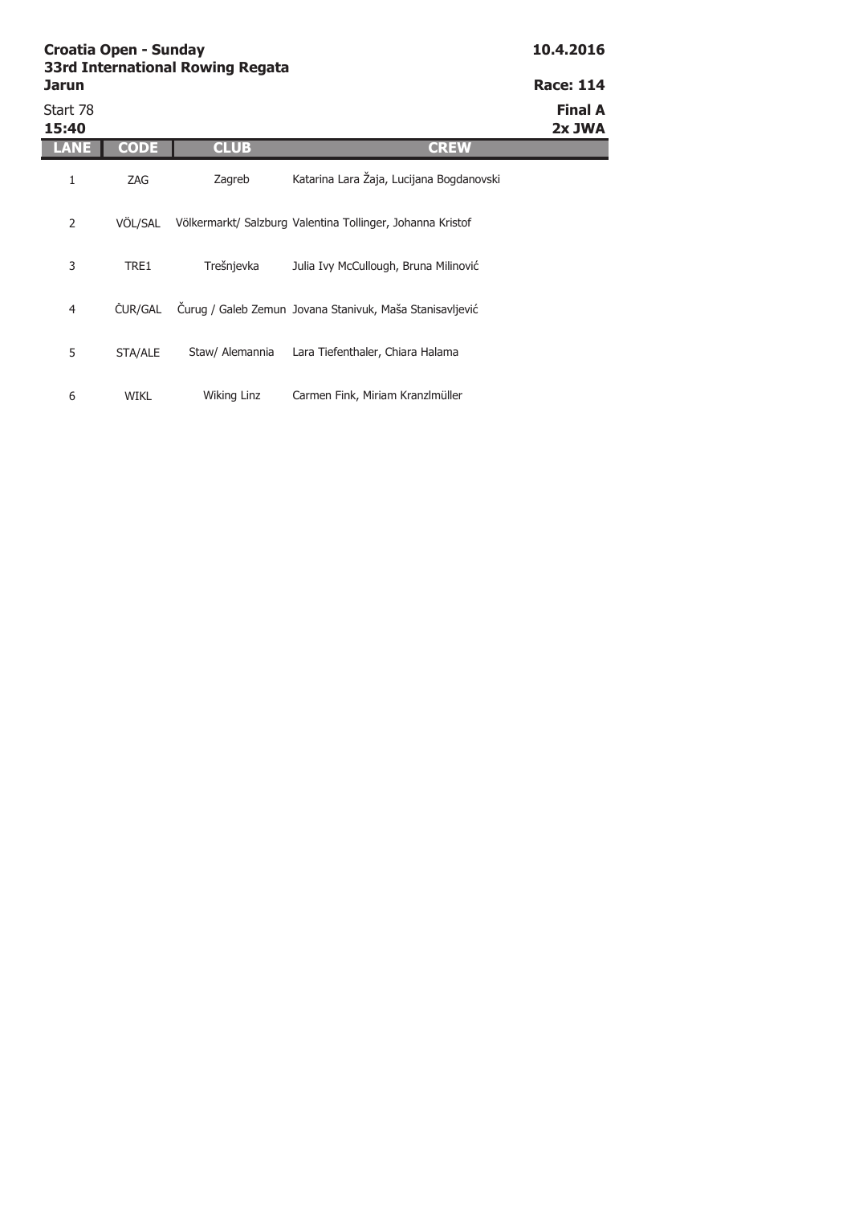**Croatia Open - Sunday**
**33rd International Rowing Regata**
**Jarun**

**10.4.2016**

**Race: 114**

Start 78
**15:40**

**Final A**
**2x JWA**

| LANE | CODE | CLUB | CREW |
| --- | --- | --- | --- |
| 1 | ZAG | Zagreb | Katarina Lara Žaja, Lucijana Bogdanovski |
| 2 | VÖL/SAL | Völkermarkt/ Salzburg | Valentina Tollinger, Johanna Kristof |
| 3 | TRE1 | Trešnjevka | Julia Ivy McCullough, Bruna Milinović |
| 4 | ČUR/GAL | Čurug / Galeb Zemun | Jovana Stanivuk, Maša Stanisavljević |
| 5 | STA/ALE | Staw/ Alemannia | Lara Tiefenthaler, Chiara Halama |
| 6 | WIKL | Wiking Linz | Carmen Fink, Miriam Kranzlmüller |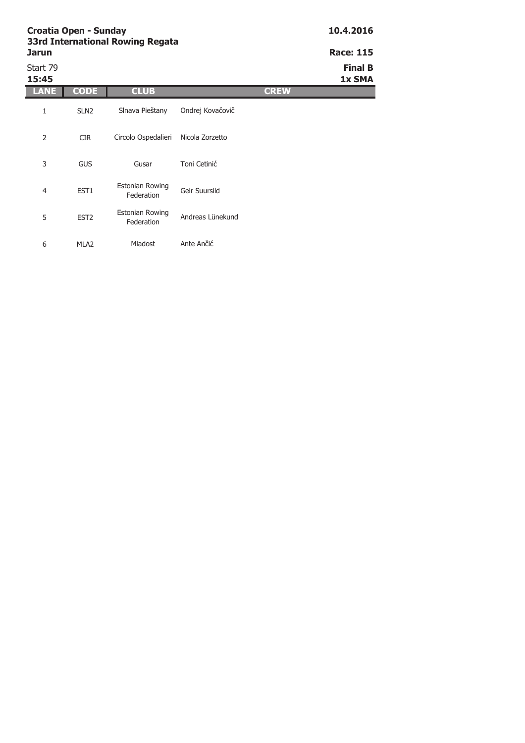**Croatia Open - Sunday**
**33rd International Rowing Regata**
**Jarun**

**10.4.2016**

**Race: 115**

Start 79
**15:45**

**Final B**
**1x SMA**

| LANE | CODE | CLUB | CREW |
|---|---|---|---|
| 1 | SLN2 | Slnava Pieštany | Ondrej Kovačovič |
| 2 | CIR | Circolo Ospedalieri | Nicola Zorzetto |
| 3 | GUS | Gusar | Toni Cetinić |
| 4 | EST1 | Estonian Rowing Federation | Geir Suursild |
| 5 | EST2 | Estonian Rowing Federation | Andreas Lünekund |
| 6 | MLA2 | Mladost | Ante Ančić |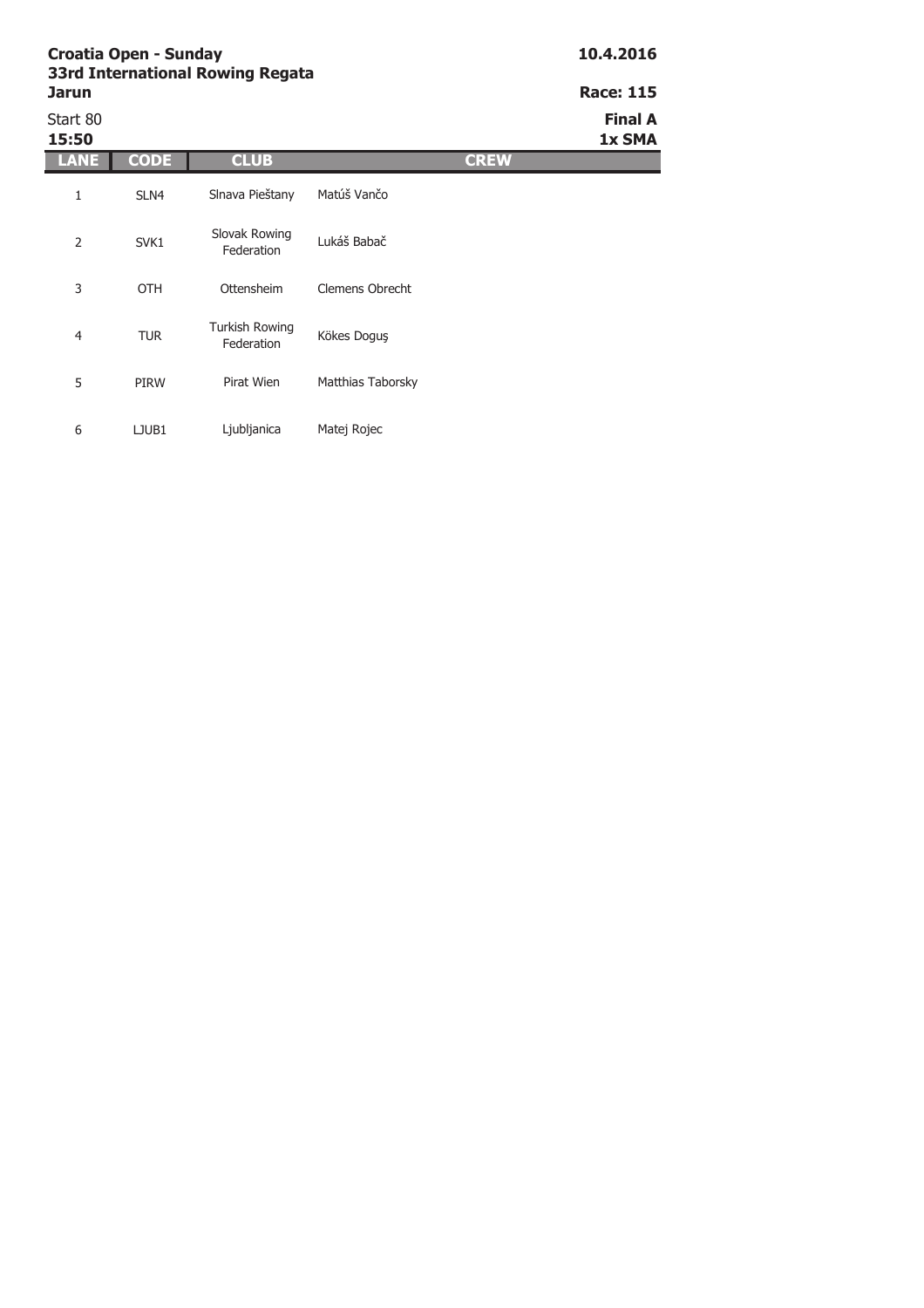**Croatia Open - Sunday**
**33rd International Rowing Regata**
**Jarun**

**10.4.2016**

**Race: 115**

Start 80
**15:50**

**Final A**
**1x SMA**

| LANE | CODE | CLUB | CREW |
|---|---|---|---|
| 1 | SLN4 | Slnava Pieštany | Matúš Vančo |
| 2 | SVK1 | Slovak Rowing Federation | Lukáš Babač |
| 3 | OTH | Ottensheim | Clemens Obrecht |
| 4 | TUR | Turkish Rowing Federation | Kökes Doguş |
| 5 | PIRW | Pirat Wien | Matthias Taborsky |
| 6 | LJUB1 | Ljubljanica | Matej Rojec |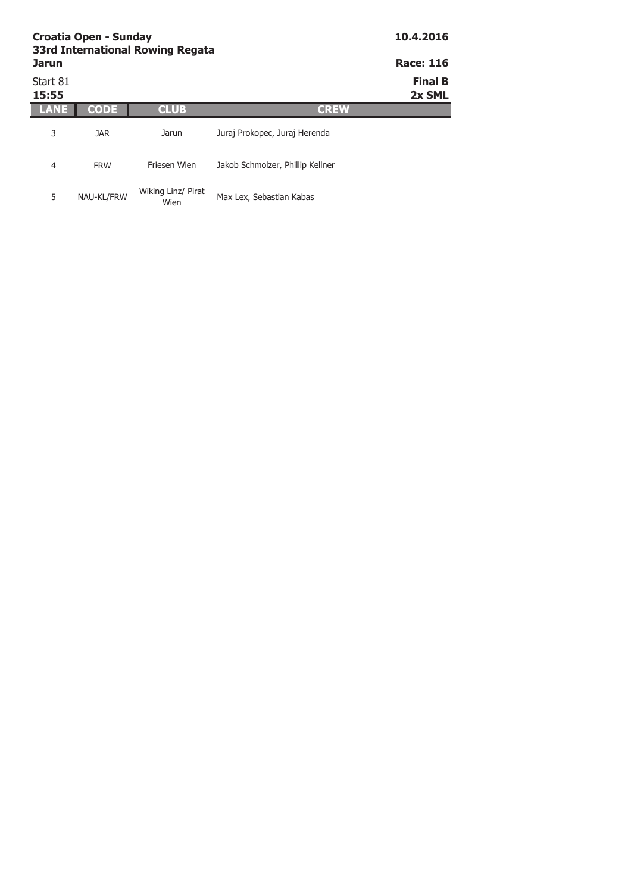**Croatia Open - Sunday**
**33rd International Rowing Regata**
**Jarun**

**10.4.2016**
**Race: 116**

Start 81
**15:55**

**Final B**
**2x SML**

| LANE | CODE | CLUB | CREW |
|---|---|---|---|
| 3 | JAR | Jarun | Juraj Prokopec, Juraj Herenda |
| 4 | FRW | Friesen Wien | Jakob Schmolzer, Phillip Kellner |
| 5 | NAU-KL/FRW | Wiking Linz/ Pirat Wien | Max Lex, Sebastian Kabas |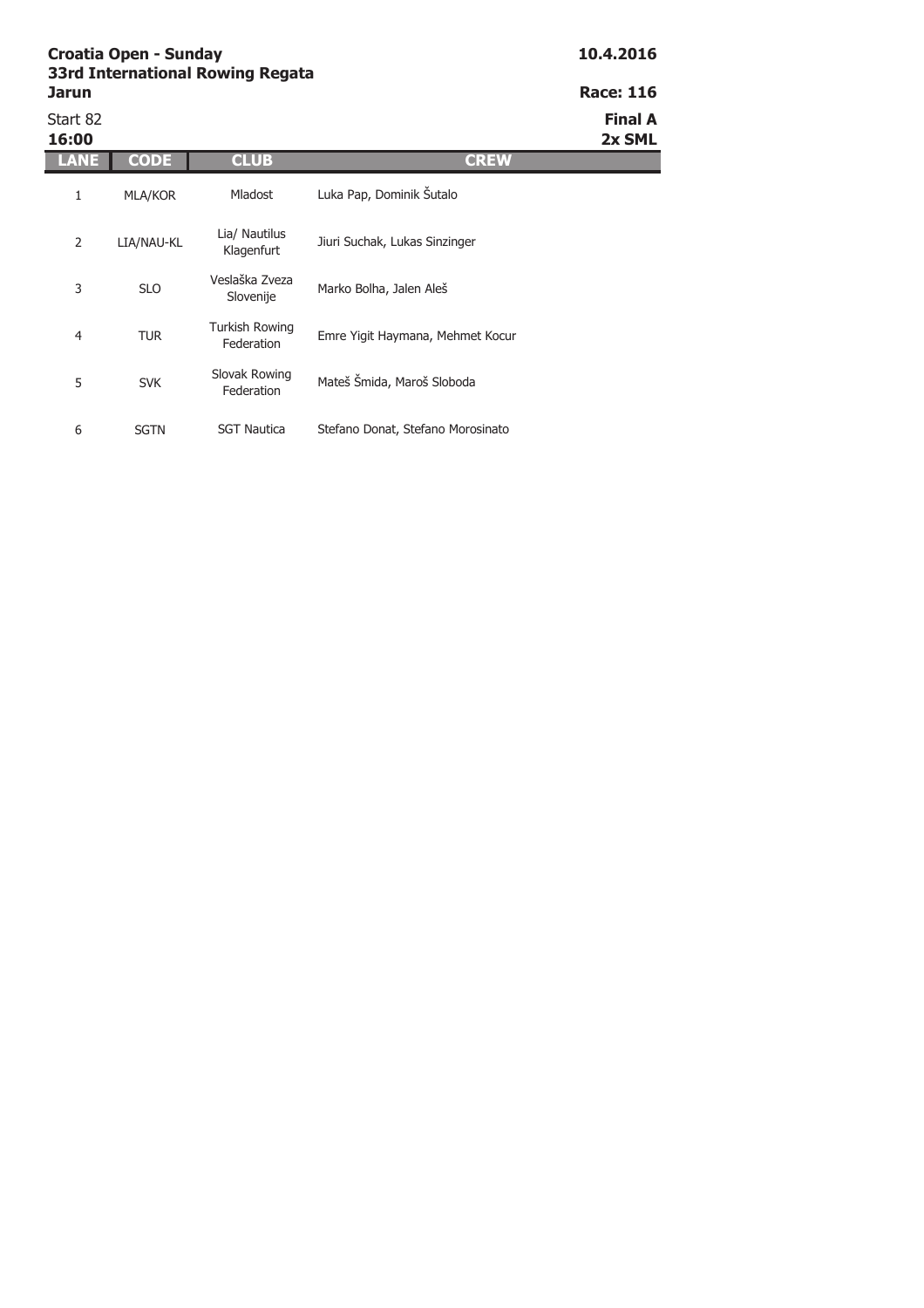**Croatia Open - Sunday**
**33rd International Rowing Regata**
**Jarun**

**10.4.2016**

**Race: 116**

Start 82
**16:00**

**Final A**
**2x SML**

| LANE | CODE | CLUB | CREW |
|---|---|---|---|
| 1 | MLA/KOR | Mladost | Luka Pap, Dominik Šutalo |
| 2 | LIA/NAU-KL | Lia/ Nautilus Klagenfurt | Jiuri Suchak, Lukas Sinzinger |
| 3 | SLO | Veslaška Zveza Slovenije | Marko Bolha, Jalen Aleš |
| 4 | TUR | Turkish Rowing Federation | Emre Yigit Haymana, Mehmet Kocur |
| 5 | SVK | Slovak Rowing Federation | Mateš Šmida, Maroš Sloboda |
| 6 | SGTN | SGT Nautica | Stefano Donat, Stefano Morosinato |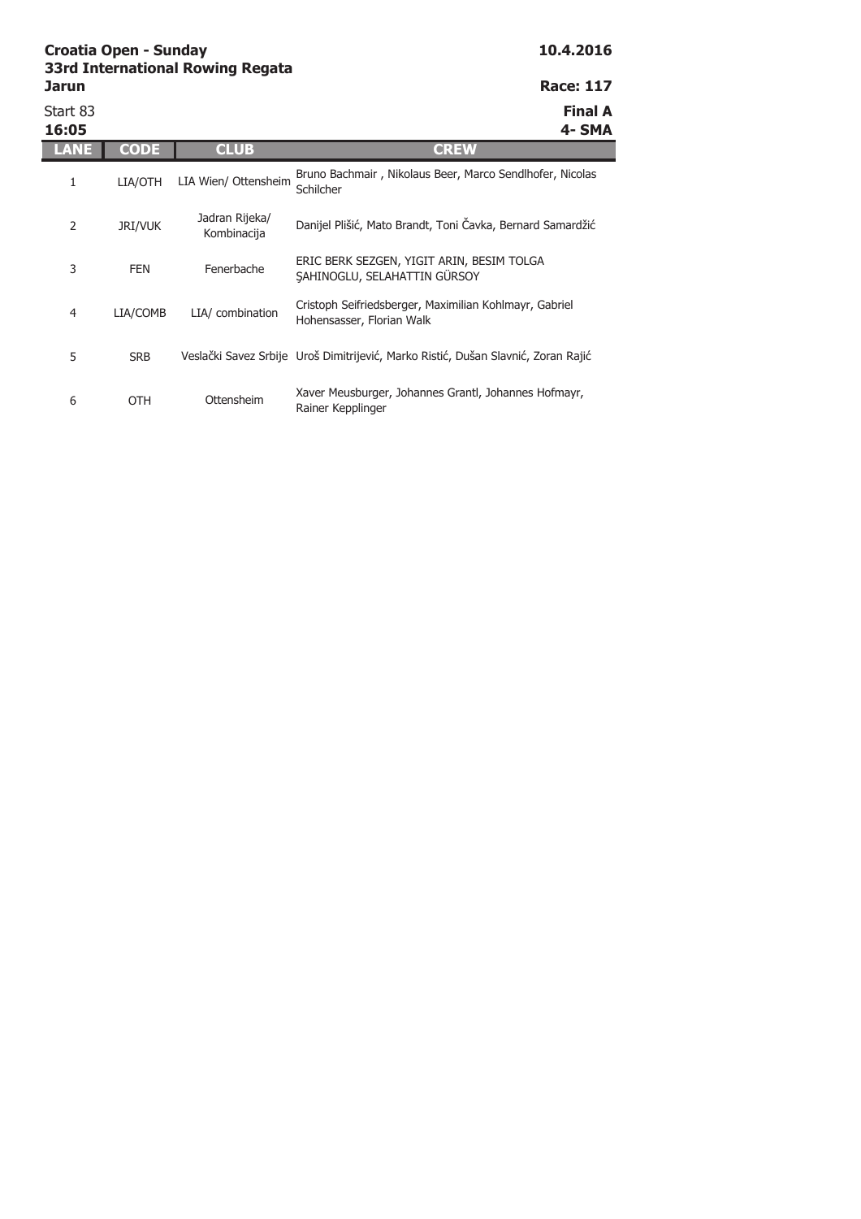**Croatia Open - Sunday**
**33rd International Rowing Regata**
**Jarun**

**10.4.2016**

**Race: 117**

Start 83
**16:05**

**Final A**
**4- SMA**

| LANE | CODE | CLUB | CREW |
|---|---|---|---|
| 1 | LIA/OTH | LIA Wien/ Ottensheim | Bruno Bachmair , Nikolaus Beer, Marco Sendlhofer, Nicolas Schilcher |
| 2 | JRI/VUK | Jadran Rijeka/ Kombinacija | Danijel Plišić, Mato Brandt, Toni Čavka, Bernard Samardžić |
| 3 | FEN | Fenerbache | ERIC BERK SEZGEN, YIGIT ARIN, BESIM TOLGA ŞAHINOGLU, SELAHATTIN GÜRSOY |
| 4 | LIA/COMB | LIA/ combination | Cristoph Seifriedsberger, Maximilian Kohlmayr, Gabriel Hohensasser, Florian Walk |
| 5 | SRB | Veslački Savez Srbije | Uroš Dimitrijević, Marko Ristić, Dušan Slavnić, Zoran Rajić |
| 6 | OTH | Ottensheim | Xaver Meusburger, Johannes Grantl, Johannes Hofmayr, Rainer Kepplinger |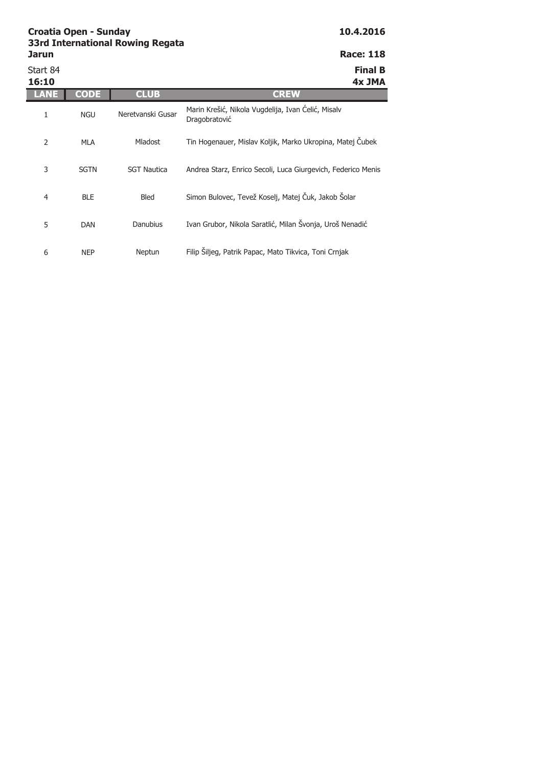**Croatia Open - Sunday**
**33rd International Rowing Regata**
**Jarun**

**10.4.2016**

**Race: 118**

Start 84
**16:10**

**Final B**
**4x JMA**

| LANE | CODE | CLUB | CREW |
|---|---|---|---|
| 1 | NGU | Neretvanski Gusar | Marin Krešić, Nikola Vugdelija, Ivan Ćelić, Misalv Dragobratović |
| 2 | MLA | Mladost | Tin Hogenauer, Mislav Koljik, Marko Ukropina, Matej Čubek |
| 3 | SGTN | SGT Nautica | Andrea Starz, Enrico Secoli, Luca Giurgevich, Federico Menis |
| 4 | BLE | Bled | Simon Bulovec, Tevež Koselj, Matej Čuk, Jakob Šolar |
| 5 | DAN | Danubius | Ivan Grubor, Nikola Saratlić, Milan Švonja, Uroš Nenadić |
| 6 | NEP | Neptun | Filip Šiljeg, Patrik Papac, Mato Tikvica, Toni Crnjak |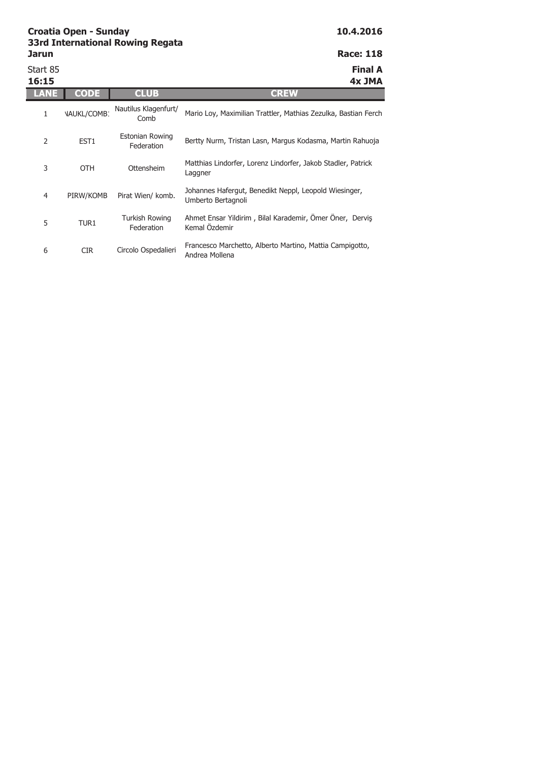**Croatia Open - Sunday**
**33rd International Rowing Regata**
**Jarun**

**10.4.2016**

**Race: 118**

Start 85
**16:15**

**Final A**
**4x JMA**

| LANE | CODE | CLUB | CREW |
|---|---|---|---|
| 1 | NAUKL/COMB: | Nautilus Klagenfurt/ Comb | Mario Loy, Maximilian Trattler, Mathias Zezulka, Bastian Ferch |
| 2 | EST1 | Estonian Rowing Federation | Bertty Nurm, Tristan Lasn, Margus Kodasma, Martin Rahuoja |
| 3 | OTH | Ottensheim | Matthias Lindorfer, Lorenz Lindorfer, Jakob Stadler, Patrick Laggner |
| 4 | PIRW/KOMB | Pirat Wien/ komb. | Johannes Hafergut, Benedikt Neppl, Leopold Wiesinger, Umberto Bertagnoli |
| 5 | TUR1 | Turkish Rowing Federation | Ahmet Ensar Yildirim , Bilal Karademir, Ömer Öner, Derviş Kemal Özdemir |
| 6 | CIR | Circolo Ospedalieri | Francesco Marchetto, Alberto Martino, Mattia Campigotto, Andrea Mollena |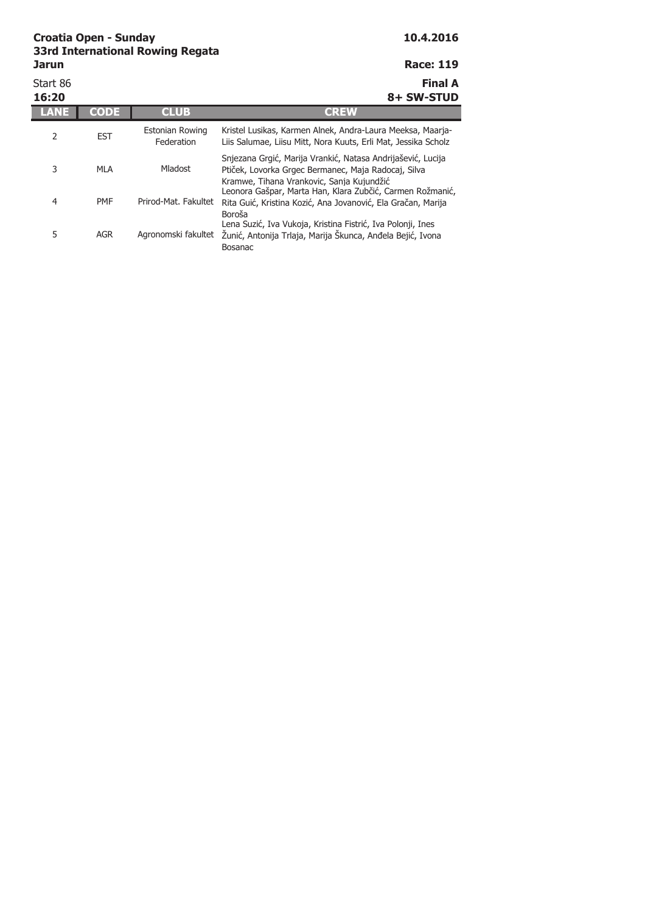**Croatia Open - Sunday**
**33rd International Rowing Regata**
**Jarun**

**10.4.2016**

**Race: 119**

Start 86
**16:20**

**Final A**
**8+ SW-STUD**

| LANE | CODE | CLUB | CREW |
|---|---|---|---|
| 2 | EST | Estonian Rowing Federation | Kristel Lusikas, Karmen Alnek, Andra-Laura Meeksa, Maarja-Liis Salumae, Liisu Mitt, Nora Kuuts, Erli Mat, Jessika Scholz |
| 3 | MLA | Mladost | Snjezana Grgić, Marija Vrankić, Natasa Andrijašević, Lucija Ptiček, Lovorka Grgec Bermanec, Maja Radocaj, Silva Kramwe, Tihana Vrankovic, Sanja Kujundžić |
| 4 | PMF | Prirod-Mat. Fakultet | Leonora Gašpar, Marta Han, Klara Zubčić, Carmen Rožmanić, Rita Guić, Kristina Kozić, Ana Jovanović, Ela Gračan, Marija Boroša |
| 5 | AGR | Agronomski fakultet | Lena Suzić, Iva Vukoja, Kristina Fistrić, Iva Polonji, Ines Žunić, Antonija Trlaja, Marija Škunca, Anđela Bejić, Ivona Bosanac |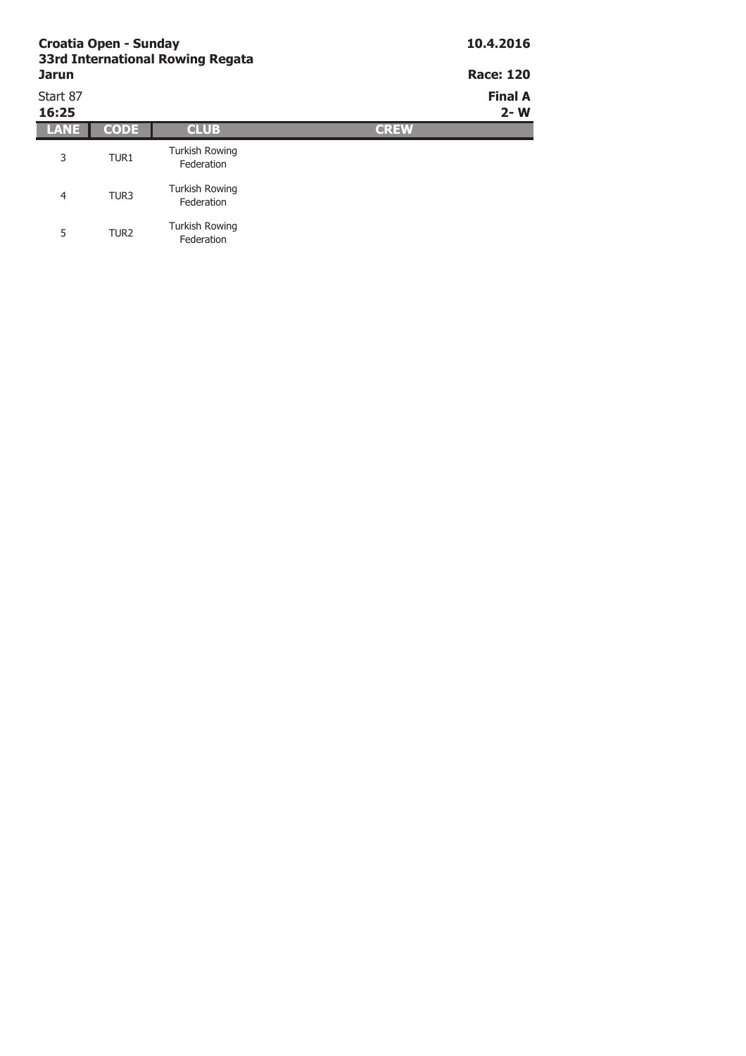**Croatia Open - Sunday**
**33rd International Rowing Regata**
**Jarun**

**10.4.2016**

**Race: 120**

Start 87
**16:25**

**Final A**
**2- W**

| LANE | CODE | CLUB | CREW |
| --- | --- | --- | --- |
| 3 | TUR1 | Turkish Rowing Federation | |
| 4 | TUR3 | Turkish Rowing Federation | |
| 5 | TUR2 | Turkish Rowing Federation | |